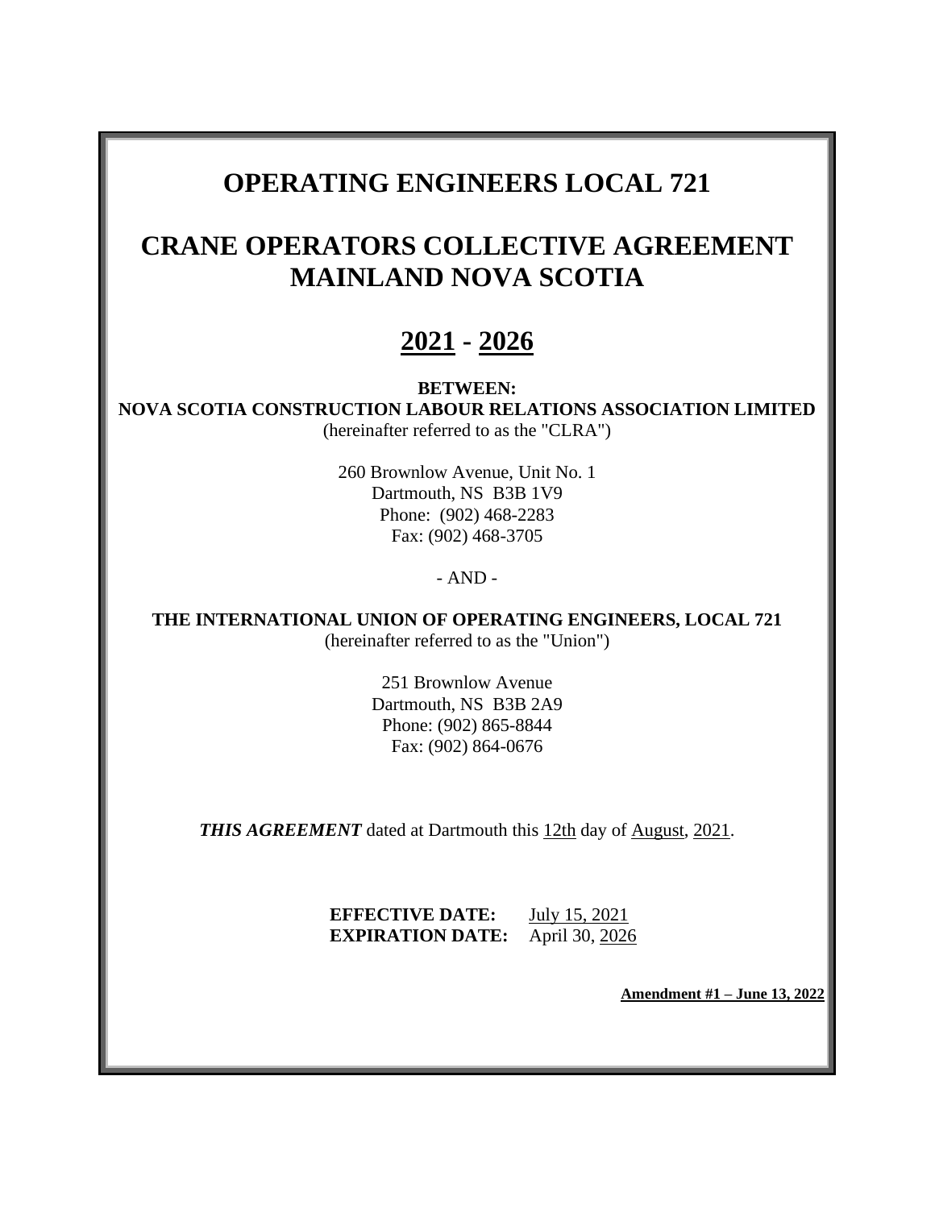# OPERATING ENGINEERS LOCAL 721

# CRANE OPERATORS COLLECTIVE AGREEMENT MAINLAND NOVA SCOTIA

# 2021 - 2026

**BETWEEN:**
**NOVA SCOTIA CONSTRUCTION LABOUR RELATIONS ASSOCIATION LIMITED**
(hereinafter referred to as the "CLRA")

260 Brownlow Avenue, Unit No. 1
Dartmouth, NS B3B 1V9
Phone: (902) 468-2283
Fax: (902) 468-3705

- AND -

**THE INTERNATIONAL UNION OF OPERATING ENGINEERS, LOCAL 721**
(hereinafter referred to as the "Union")

251 Brownlow Avenue
Dartmouth, NS B3B 2A9
Phone: (902) 865-8844
Fax: (902) 864-0676

***THIS AGREEMENT*** dated at Dartmouth this 12th day of August, 2021.

**EFFECTIVE DATE:** July 15, 2021
**EXPIRATION DATE:** April 30, 2026

**Amendment #1 – June 13, 2022**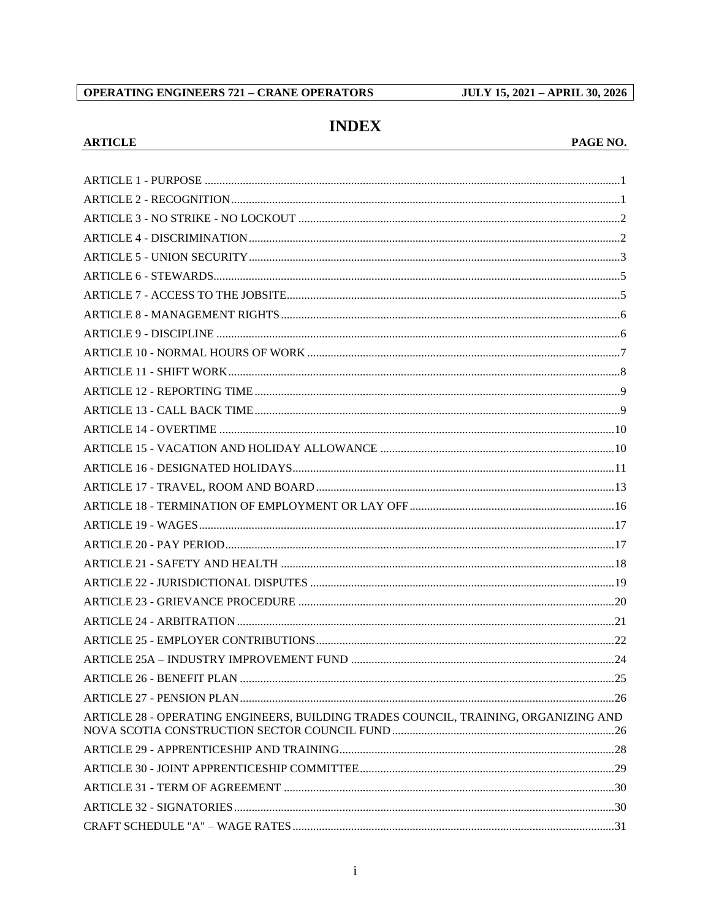# INDEX

| ARTICLE | PAGE NO. |
|---|---|
| ARTICLE 1 - PURPOSE | 1 |
| ARTICLE 2 - RECOGNITION | 1 |
| ARTICLE 3 - NO STRIKE - NO LOCKOUT | 2 |
| ARTICLE 4 - DISCRIMINATION | 2 |
| ARTICLE 5 - UNION SECURITY | 3 |
| ARTICLE 6 - STEWARDS | 5 |
| ARTICLE 7 - ACCESS TO THE JOBSITE | 5 |
| ARTICLE 8 - MANAGEMENT RIGHTS | 6 |
| ARTICLE 9 - DISCIPLINE | 6 |
| ARTICLE 10 - NORMAL HOURS OF WORK | 7 |
| ARTICLE 11 - SHIFT WORK | 8 |
| ARTICLE 12 - REPORTING TIME | 9 |
| ARTICLE 13 - CALL BACK TIME | 9 |
| ARTICLE 14 - OVERTIME | 10 |
| ARTICLE 15 - VACATION AND HOLIDAY ALLOWANCE | 10 |
| ARTICLE 16 - DESIGNATED HOLIDAYS | 11 |
| ARTICLE 17 - TRAVEL, ROOM AND BOARD | 13 |
| ARTICLE 18 - TERMINATION OF EMPLOYMENT OR LAY OFF | 16 |
| ARTICLE 19 - WAGES | 17 |
| ARTICLE 20 - PAY PERIOD | 17 |
| ARTICLE 21 - SAFETY AND HEALTH | 18 |
| ARTICLE 22 - JURISDICTIONAL DISPUTES | 19 |
| ARTICLE 23 - GRIEVANCE PROCEDURE | 20 |
| ARTICLE 24 - ARBITRATION | 21 |
| ARTICLE 25 - EMPLOYER CONTRIBUTIONS | 22 |
| ARTICLE 25A – INDUSTRY IMPROVEMENT FUND | 24 |
| ARTICLE 26 - BENEFIT PLAN | 25 |
| ARTICLE 27 - PENSION PLAN | 26 |
| ARTICLE 28 - OPERATING ENGINEERS, BUILDING TRADES COUNCIL, TRAINING, ORGANIZING AND NOVA SCOTIA CONSTRUCTION SECTOR COUNCIL FUND | 26 |
| ARTICLE 29 - APPRENTICESHIP AND TRAINING | 28 |
| ARTICLE 30 - JOINT APPRENTICESHIP COMMITTEE | 29 |
| ARTICLE 31 - TERM OF AGREEMENT | 30 |
| ARTICLE 32 - SIGNATORIES | 30 |
| CRAFT SCHEDULE "A" – WAGE RATES | 31 |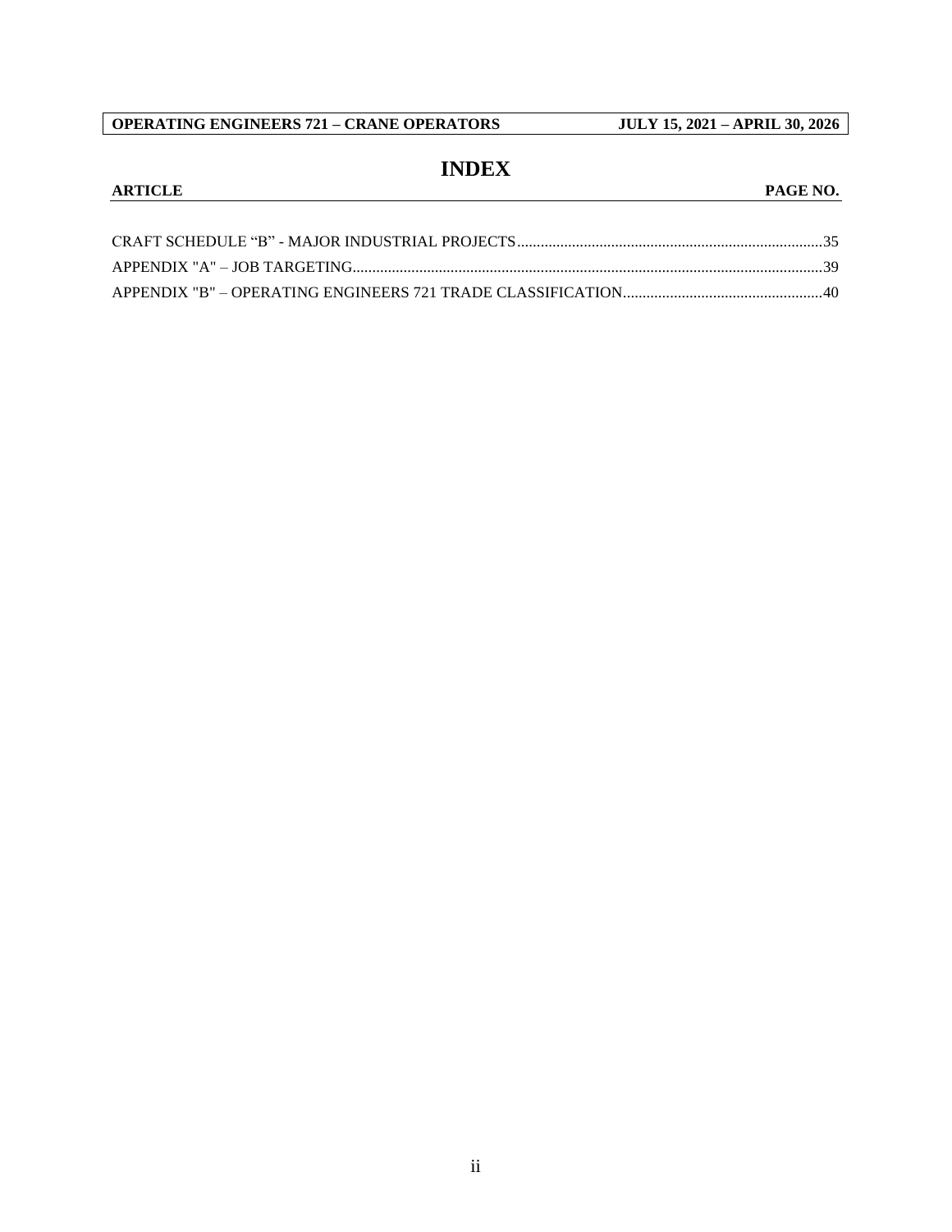# INDEX

| ARTICLE | PAGE NO. |
| --- | --- |
| CRAFT SCHEDULE “B” - MAJOR INDUSTRIAL PROJECTS | 35 |
| APPENDIX "A" – JOB TARGETING | 39 |
| APPENDIX "B" – OPERATING ENGINEERS 721 TRADE CLASSIFICATION | 40 |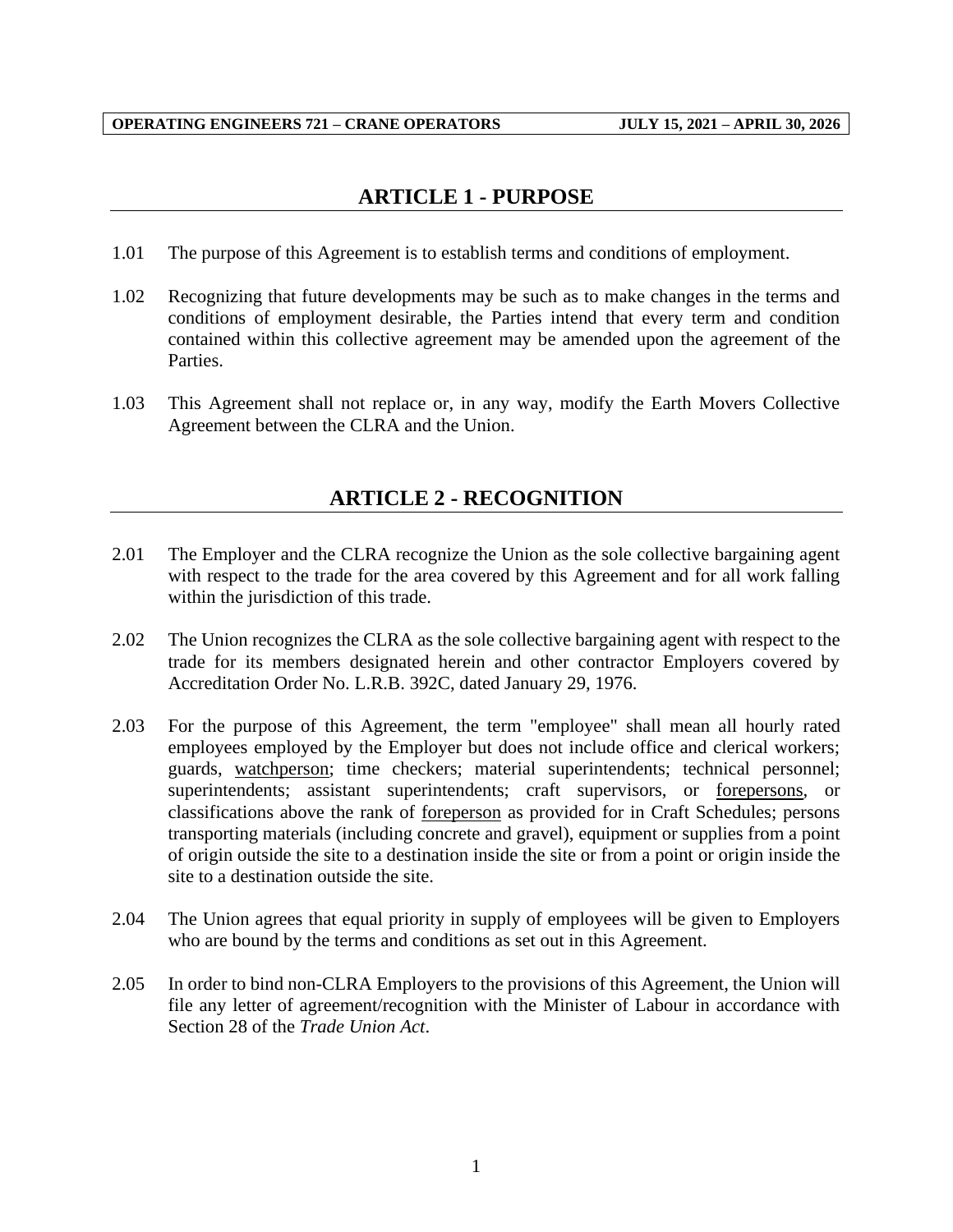## ARTICLE 1 - PURPOSE

1.01 The purpose of this Agreement is to establish terms and conditions of employment.

1.02 Recognizing that future developments may be such as to make changes in the terms and conditions of employment desirable, the Parties intend that every term and condition contained within this collective agreement may be amended upon the agreement of the Parties.

1.03 This Agreement shall not replace or, in any way, modify the Earth Movers Collective Agreement between the CLRA and the Union.

## ARTICLE 2 - RECOGNITION

2.01 The Employer and the CLRA recognize the Union as the sole collective bargaining agent with respect to the trade for the area covered by this Agreement and for all work falling within the jurisdiction of this trade.

2.02 The Union recognizes the CLRA as the sole collective bargaining agent with respect to the trade for its members designated herein and other contractor Employers covered by Accreditation Order No. L.R.B. 392C, dated January 29, 1976.

2.03 For the purpose of this Agreement, the term "employee" shall mean all hourly rated employees employed by the Employer but does not include office and clerical workers; guards, watchperson; time checkers; material superintendents; technical personnel; superintendents; assistant superintendents; craft supervisors, or forepersons, or classifications above the rank of foreperson as provided for in Craft Schedules; persons transporting materials (including concrete and gravel), equipment or supplies from a point of origin outside the site to a destination inside the site or from a point or origin inside the site to a destination outside the site.

2.04 The Union agrees that equal priority in supply of employees will be given to Employers who are bound by the terms and conditions as set out in this Agreement.

2.05 In order to bind non-CLRA Employers to the provisions of this Agreement, the Union will file any letter of agreement/recognition with the Minister of Labour in accordance with Section 28 of the *Trade Union Act*.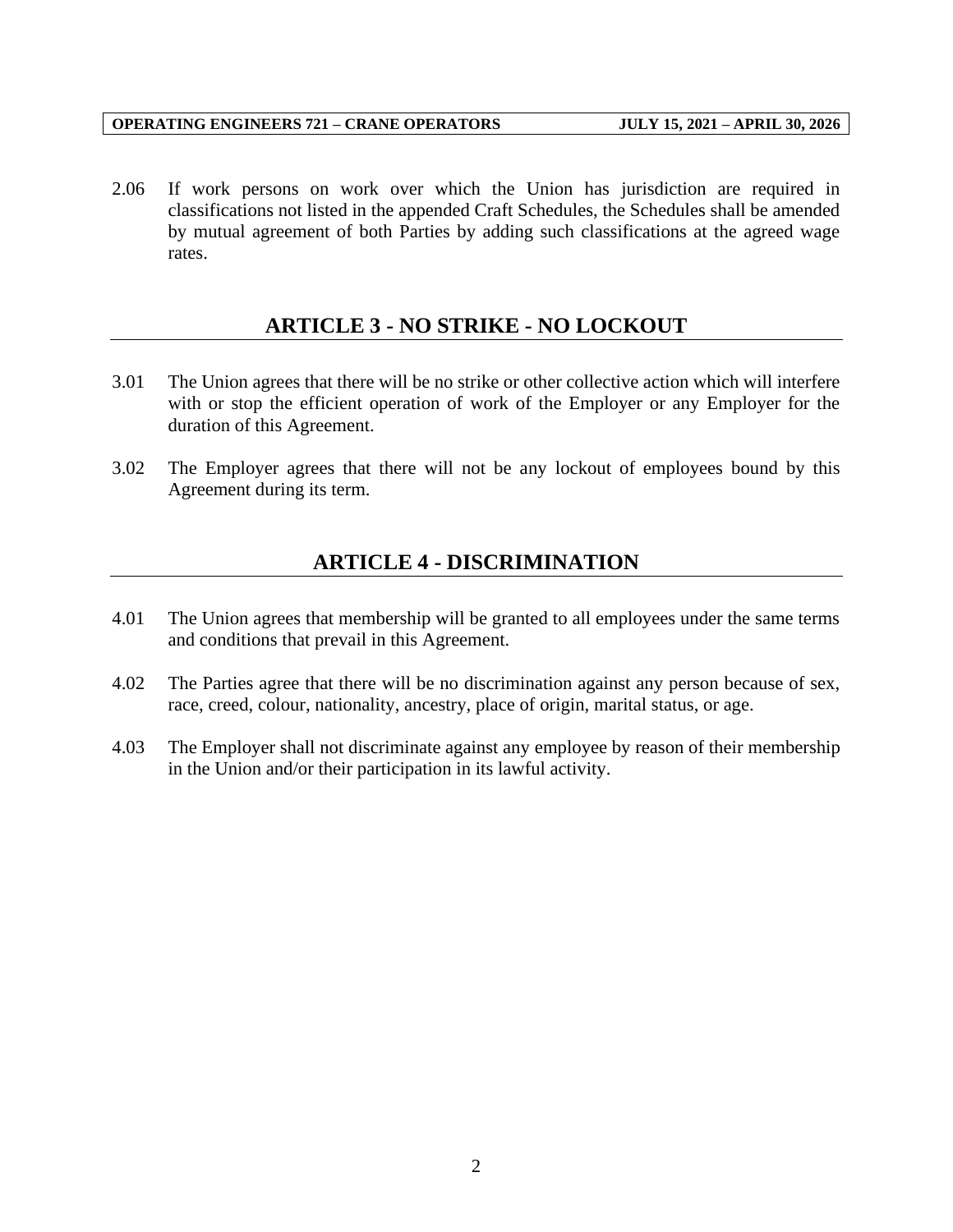2.06 If work persons on work over which the Union has jurisdiction are required in classifications not listed in the appended Craft Schedules, the Schedules shall be amended by mutual agreement of both Parties by adding such classifications at the agreed wage rates.

## ARTICLE 3 - NO STRIKE - NO LOCKOUT

3.01 The Union agrees that there will be no strike or other collective action which will interfere with or stop the efficient operation of work of the Employer or any Employer for the duration of this Agreement.

3.02 The Employer agrees that there will not be any lockout of employees bound by this Agreement during its term.

## ARTICLE 4 - DISCRIMINATION

4.01 The Union agrees that membership will be granted to all employees under the same terms and conditions that prevail in this Agreement.

4.02 The Parties agree that there will be no discrimination against any person because of sex, race, creed, colour, nationality, ancestry, place of origin, marital status, or age.

4.03 The Employer shall not discriminate against any employee by reason of their membership in the Union and/or their participation in its lawful activity.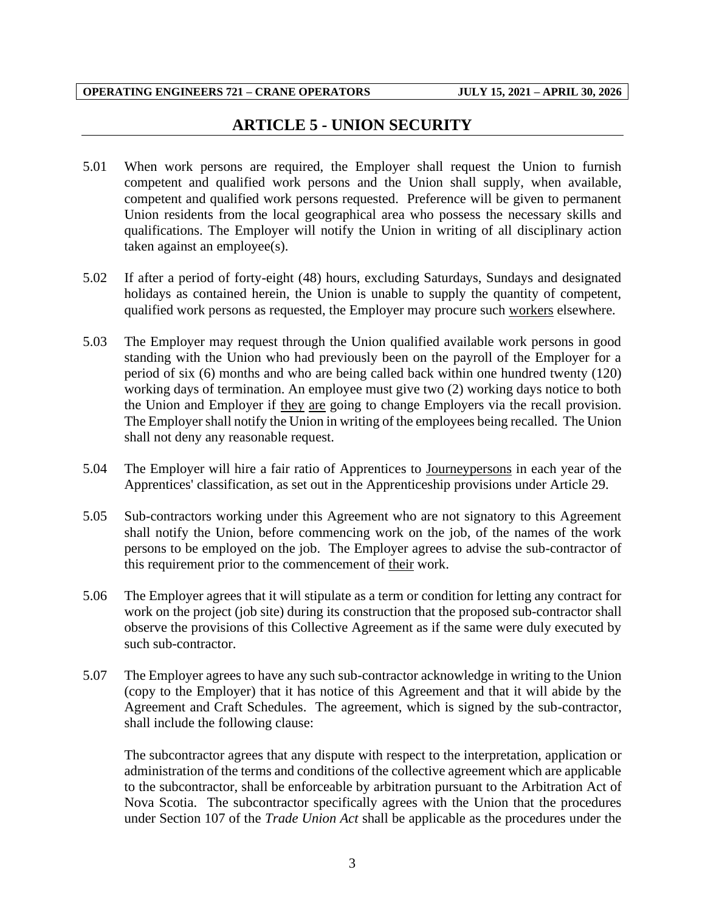## ARTICLE 5 - UNION SECURITY

5.01 When work persons are required, the Employer shall request the Union to furnish competent and qualified work persons and the Union shall supply, when available, competent and qualified work persons requested. Preference will be given to permanent Union residents from the local geographical area who possess the necessary skills and qualifications. The Employer will notify the Union in writing of all disciplinary action taken against an employee(s).

5.02 If after a period of forty-eight (48) hours, excluding Saturdays, Sundays and designated holidays as contained herein, the Union is unable to supply the quantity of competent, qualified work persons as requested, the Employer may procure such workers elsewhere.

5.03 The Employer may request through the Union qualified available work persons in good standing with the Union who had previously been on the payroll of the Employer for a period of six (6) months and who are being called back within one hundred twenty (120) working days of termination. An employee must give two (2) working days notice to both the Union and Employer if they are going to change Employers via the recall provision. The Employer shall notify the Union in writing of the employees being recalled. The Union shall not deny any reasonable request.

5.04 The Employer will hire a fair ratio of Apprentices to Journeypersons in each year of the Apprentices' classification, as set out in the Apprenticeship provisions under Article 29.

5.05 Sub-contractors working under this Agreement who are not signatory to this Agreement shall notify the Union, before commencing work on the job, of the names of the work persons to be employed on the job. The Employer agrees to advise the sub-contractor of this requirement prior to the commencement of their work.

5.06 The Employer agrees that it will stipulate as a term or condition for letting any contract for work on the project (job site) during its construction that the proposed sub-contractor shall observe the provisions of this Collective Agreement as if the same were duly executed by such sub-contractor.

5.07 The Employer agrees to have any such sub-contractor acknowledge in writing to the Union (copy to the Employer) that it has notice of this Agreement and that it will abide by the Agreement and Craft Schedules. The agreement, which is signed by the sub-contractor, shall include the following clause:

The subcontractor agrees that any dispute with respect to the interpretation, application or administration of the terms and conditions of the collective agreement which are applicable to the subcontractor, shall be enforceable by arbitration pursuant to the Arbitration Act of Nova Scotia. The subcontractor specifically agrees with the Union that the procedures under Section 107 of the *Trade Union Act* shall be applicable as the procedures under the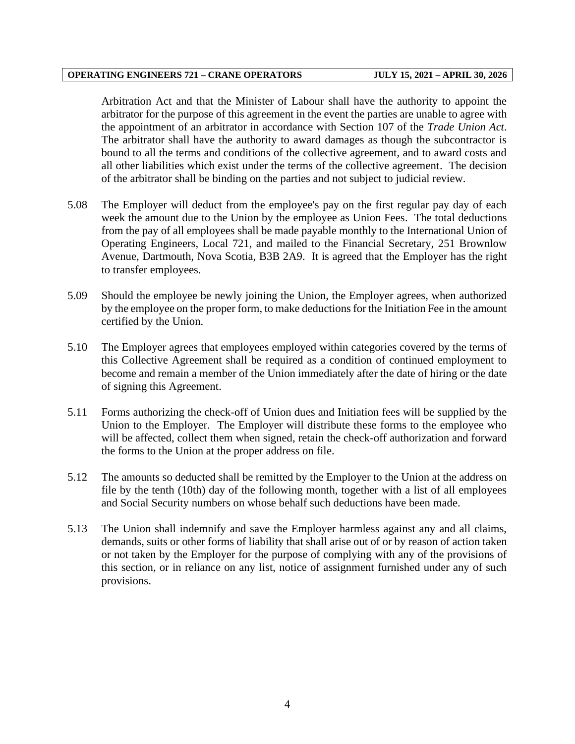Arbitration Act and that the Minister of Labour shall have the authority to appoint the arbitrator for the purpose of this agreement in the event the parties are unable to agree with the appointment of an arbitrator in accordance with Section 107 of the *Trade Union Act*. The arbitrator shall have the authority to award damages as though the subcontractor is bound to all the terms and conditions of the collective agreement, and to award costs and all other liabilities which exist under the terms of the collective agreement. The decision of the arbitrator shall be binding on the parties and not subject to judicial review.

5.08 The Employer will deduct from the employee's pay on the first regular pay day of each week the amount due to the Union by the employee as Union Fees. The total deductions from the pay of all employees shall be made payable monthly to the International Union of Operating Engineers, Local 721, and mailed to the Financial Secretary, 251 Brownlow Avenue, Dartmouth, Nova Scotia, B3B 2A9. It is agreed that the Employer has the right to transfer employees.

5.09 Should the employee be newly joining the Union, the Employer agrees, when authorized by the employee on the proper form, to make deductions for the Initiation Fee in the amount certified by the Union.

5.10 The Employer agrees that employees employed within categories covered by the terms of this Collective Agreement shall be required as a condition of continued employment to become and remain a member of the Union immediately after the date of hiring or the date of signing this Agreement.

5.11 Forms authorizing the check-off of Union dues and Initiation fees will be supplied by the Union to the Employer. The Employer will distribute these forms to the employee who will be affected, collect them when signed, retain the check-off authorization and forward the forms to the Union at the proper address on file.

5.12 The amounts so deducted shall be remitted by the Employer to the Union at the address on file by the tenth (10th) day of the following month, together with a list of all employees and Social Security numbers on whose behalf such deductions have been made.

5.13 The Union shall indemnify and save the Employer harmless against any and all claims, demands, suits or other forms of liability that shall arise out of or by reason of action taken or not taken by the Employer for the purpose of complying with any of the provisions of this section, or in reliance on any list, notice of assignment furnished under any of such provisions.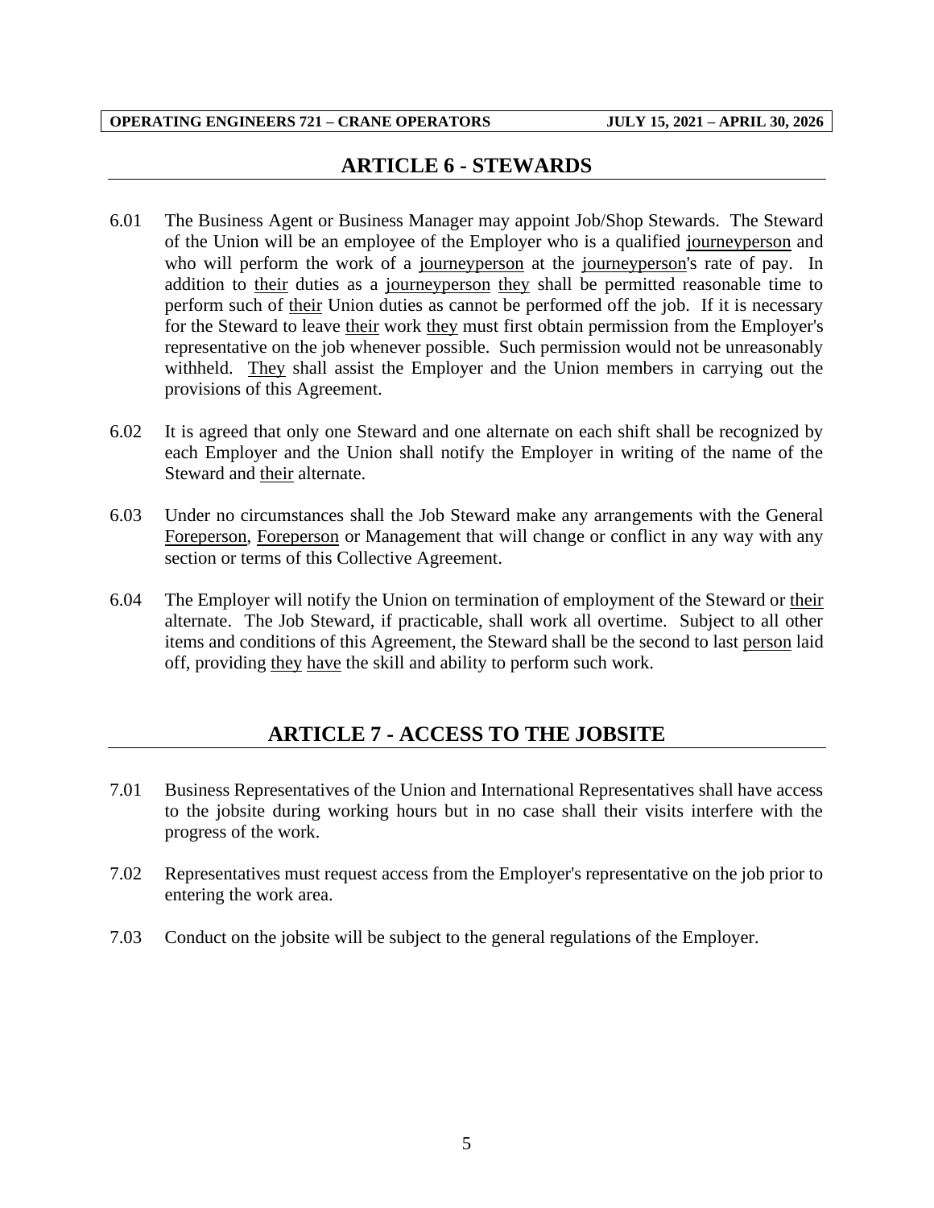## ARTICLE 6 - STEWARDS

6.01 The Business Agent or Business Manager may appoint Job/Shop Stewards. The Steward of the Union will be an employee of the Employer who is a qualified journeyperson and who will perform the work of a journeyperson at the journeyperson's rate of pay. In addition to their duties as a journeyperson they shall be permitted reasonable time to perform such of their Union duties as cannot be performed off the job. If it is necessary for the Steward to leave their work they must first obtain permission from the Employer's representative on the job whenever possible. Such permission would not be unreasonably withheld. They shall assist the Employer and the Union members in carrying out the provisions of this Agreement.

6.02 It is agreed that only one Steward and one alternate on each shift shall be recognized by each Employer and the Union shall notify the Employer in writing of the name of the Steward and their alternate.

6.03 Under no circumstances shall the Job Steward make any arrangements with the General Foreperson, Foreperson or Management that will change or conflict in any way with any section or terms of this Collective Agreement.

6.04 The Employer will notify the Union on termination of employment of the Steward or their alternate. The Job Steward, if practicable, shall work all overtime. Subject to all other items and conditions of this Agreement, the Steward shall be the second to last person laid off, providing they have the skill and ability to perform such work.

## ARTICLE 7 - ACCESS TO THE JOBSITE

7.01 Business Representatives of the Union and International Representatives shall have access to the jobsite during working hours but in no case shall their visits interfere with the progress of the work.

7.02 Representatives must request access from the Employer's representative on the job prior to entering the work area.

7.03 Conduct on the jobsite will be subject to the general regulations of the Employer.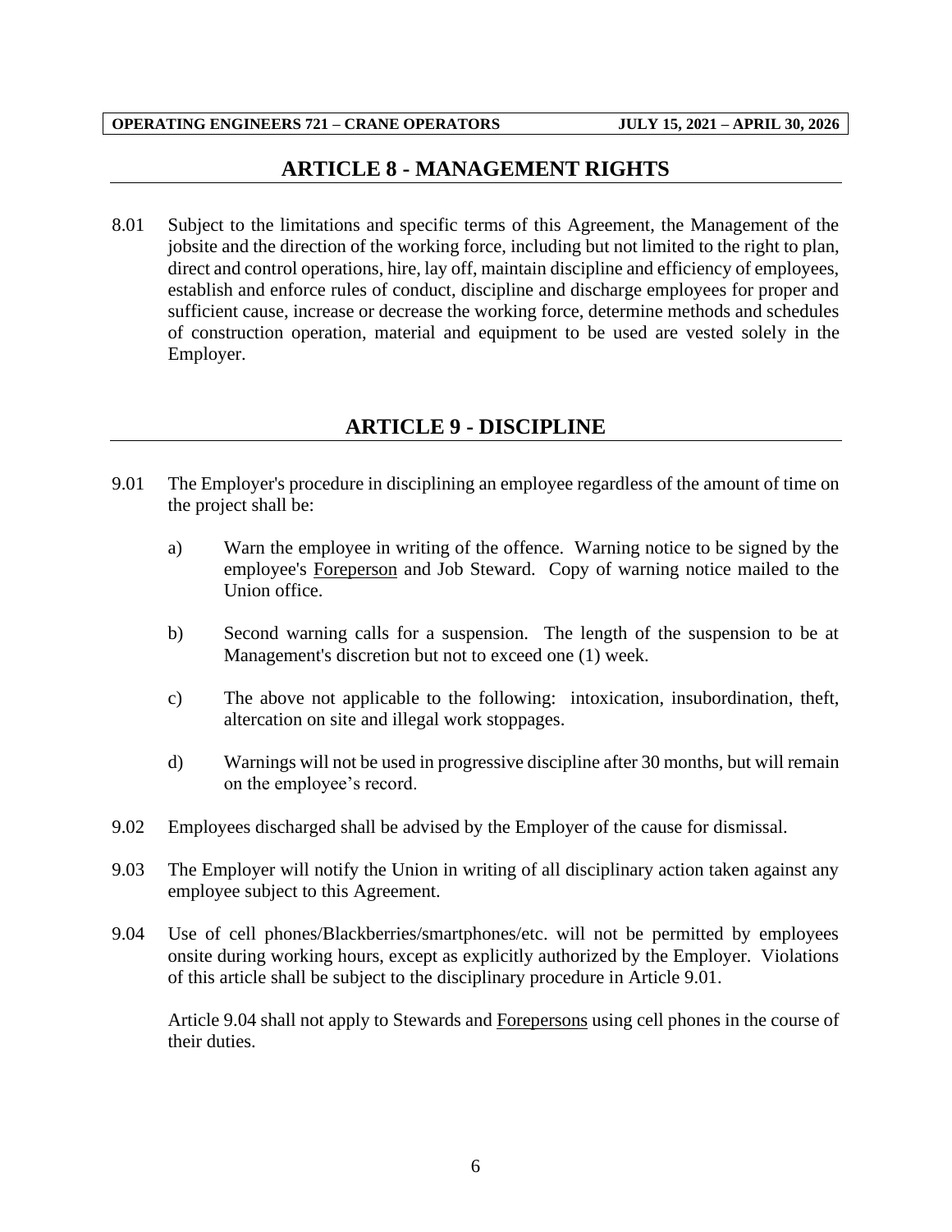## ARTICLE 8 - MANAGEMENT RIGHTS

8.01 Subject to the limitations and specific terms of this Agreement, the Management of the jobsite and the direction of the working force, including but not limited to the right to plan, direct and control operations, hire, lay off, maintain discipline and efficiency of employees, establish and enforce rules of conduct, discipline and discharge employees for proper and sufficient cause, increase or decrease the working force, determine methods and schedules of construction operation, material and equipment to be used are vested solely in the Employer.

## ARTICLE 9 - DISCIPLINE

9.01 The Employer's procedure in disciplining an employee regardless of the amount of time on the project shall be:

a) Warn the employee in writing of the offence. Warning notice to be signed by the employee's Foreperson and Job Steward. Copy of warning notice mailed to the Union office.

b) Second warning calls for a suspension. The length of the suspension to be at Management's discretion but not to exceed one (1) week.

c) The above not applicable to the following: intoxication, insubordination, theft, altercation on site and illegal work stoppages.

d) Warnings will not be used in progressive discipline after 30 months, but will remain on the employee's record.

9.02 Employees discharged shall be advised by the Employer of the cause for dismissal.

9.03 The Employer will notify the Union in writing of all disciplinary action taken against any employee subject to this Agreement.

9.04 Use of cell phones/Blackberries/smartphones/etc. will not be permitted by employees onsite during working hours, except as explicitly authorized by the Employer. Violations of this article shall be subject to the disciplinary procedure in Article 9.01.

Article 9.04 shall not apply to Stewards and Forepersons using cell phones in the course of their duties.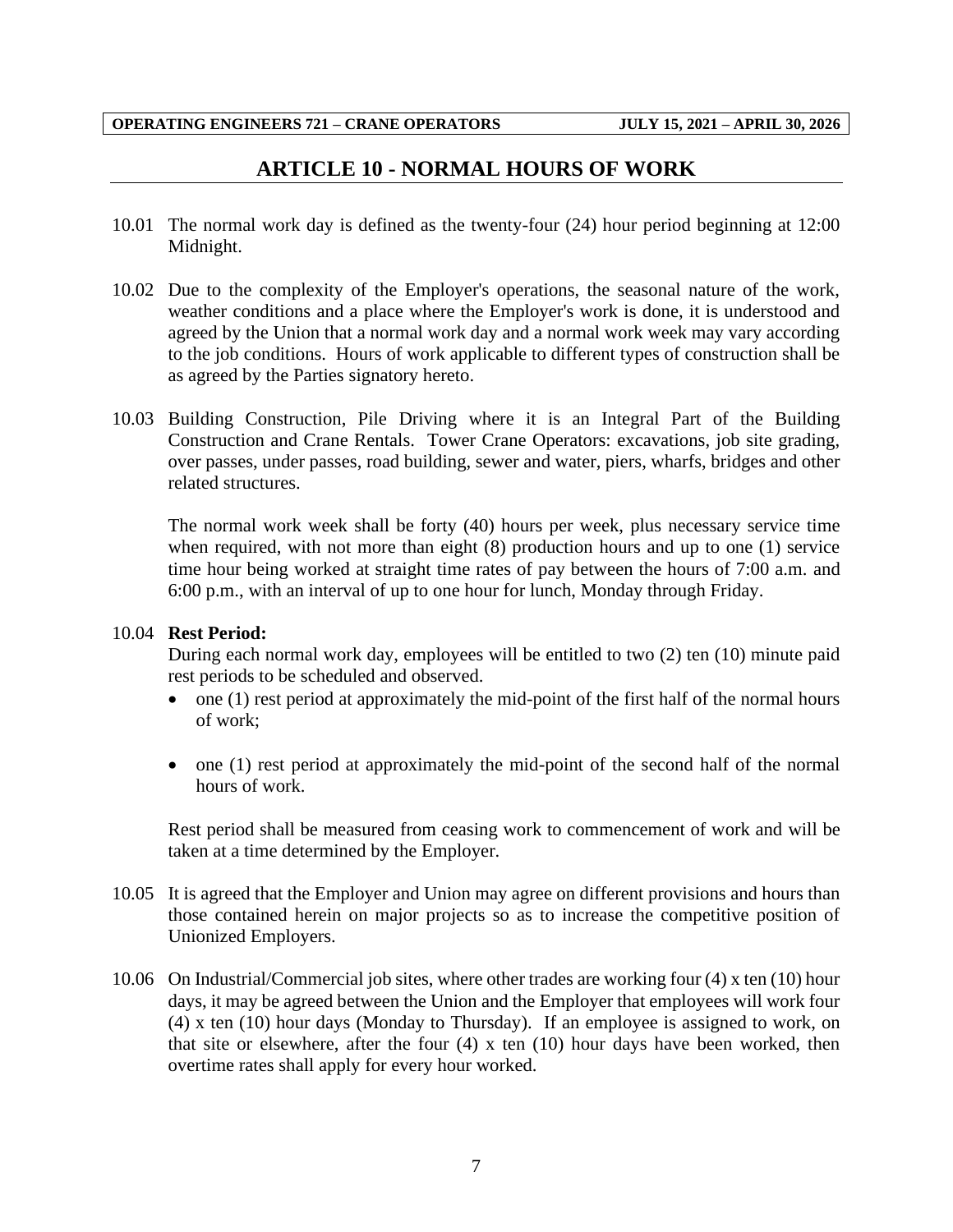## ARTICLE 10 - NORMAL HOURS OF WORK

10.01 The normal work day is defined as the twenty-four (24) hour period beginning at 12:00 Midnight.

10.02 Due to the complexity of the Employer's operations, the seasonal nature of the work, weather conditions and a place where the Employer's work is done, it is understood and agreed by the Union that a normal work day and a normal work week may vary according to the job conditions. Hours of work applicable to different types of construction shall be as agreed by the Parties signatory hereto.

10.03 Building Construction, Pile Driving where it is an Integral Part of the Building Construction and Crane Rentals. Tower Crane Operators: excavations, job site grading, over passes, under passes, road building, sewer and water, piers, wharfs, bridges and other related structures.

The normal work week shall be forty (40) hours per week, plus necessary service time when required, with not more than eight (8) production hours and up to one (1) service time hour being worked at straight time rates of pay between the hours of 7:00 a.m. and 6:00 p.m., with an interval of up to one hour for lunch, Monday through Friday.

10.04 **Rest Period:**

During each normal work day, employees will be entitled to two (2) ten (10) minute paid rest periods to be scheduled and observed.

- one (1) rest period at approximately the mid-point of the first half of the normal hours of work;
- one (1) rest period at approximately the mid-point of the second half of the normal hours of work.

Rest period shall be measured from ceasing work to commencement of work and will be taken at a time determined by the Employer.

10.05 It is agreed that the Employer and Union may agree on different provisions and hours than those contained herein on major projects so as to increase the competitive position of Unionized Employers.

10.06 On Industrial/Commercial job sites, where other trades are working four (4) x ten (10) hour days, it may be agreed between the Union and the Employer that employees will work four (4) x ten (10) hour days (Monday to Thursday). If an employee is assigned to work, on that site or elsewhere, after the four (4) x ten (10) hour days have been worked, then overtime rates shall apply for every hour worked.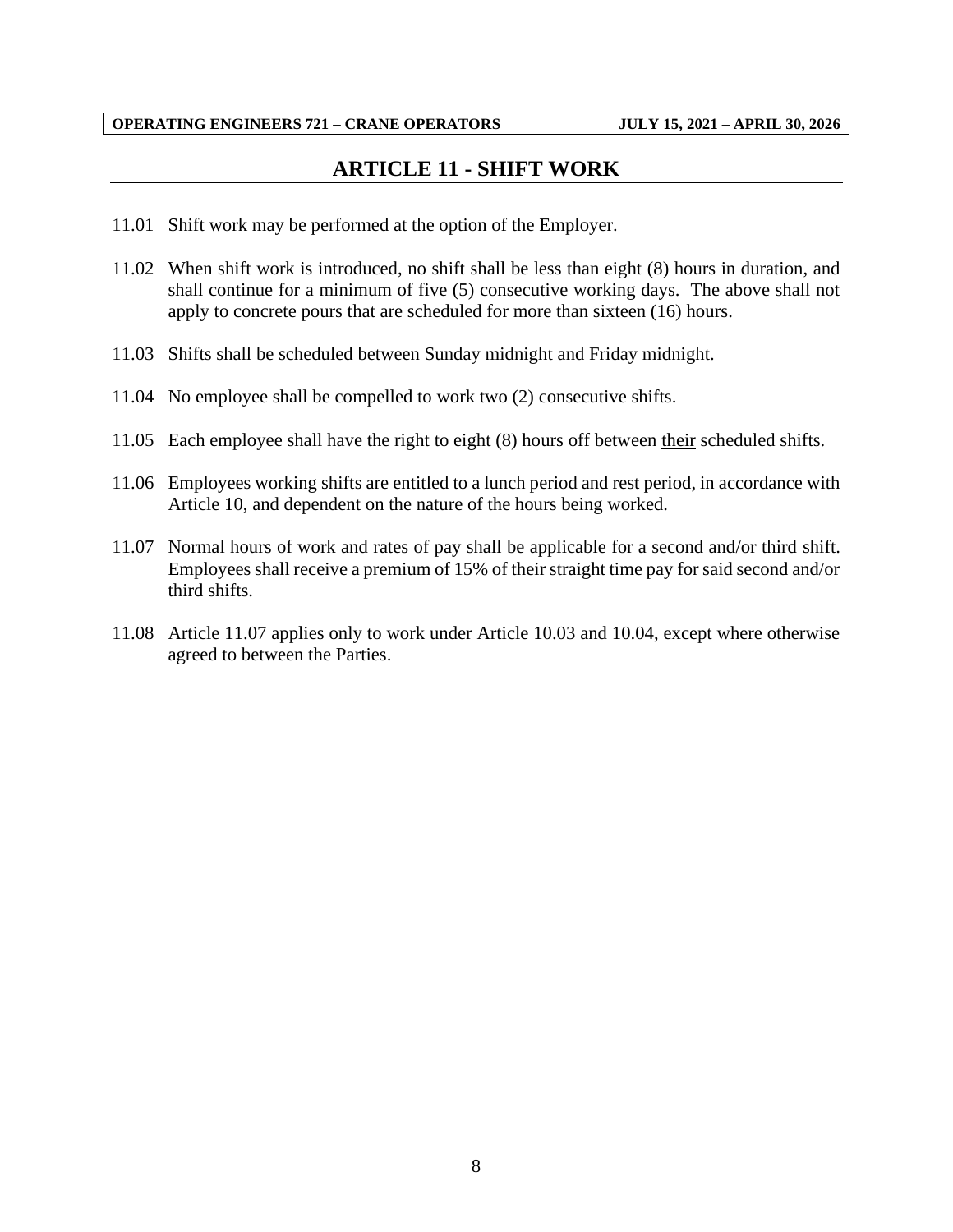# ARTICLE 11 - SHIFT WORK

11.01 Shift work may be performed at the option of the Employer.

11.02 When shift work is introduced, no shift shall be less than eight (8) hours in duration, and shall continue for a minimum of five (5) consecutive working days. The above shall not apply to concrete pours that are scheduled for more than sixteen (16) hours.

11.03 Shifts shall be scheduled between Sunday midnight and Friday midnight.

11.04 No employee shall be compelled to work two (2) consecutive shifts.

11.05 Each employee shall have the right to eight (8) hours off between their scheduled shifts.

11.06 Employees working shifts are entitled to a lunch period and rest period, in accordance with Article 10, and dependent on the nature of the hours being worked.

11.07 Normal hours of work and rates of pay shall be applicable for a second and/or third shift. Employees shall receive a premium of 15% of their straight time pay for said second and/or third shifts.

11.08 Article 11.07 applies only to work under Article 10.03 and 10.04, except where otherwise agreed to between the Parties.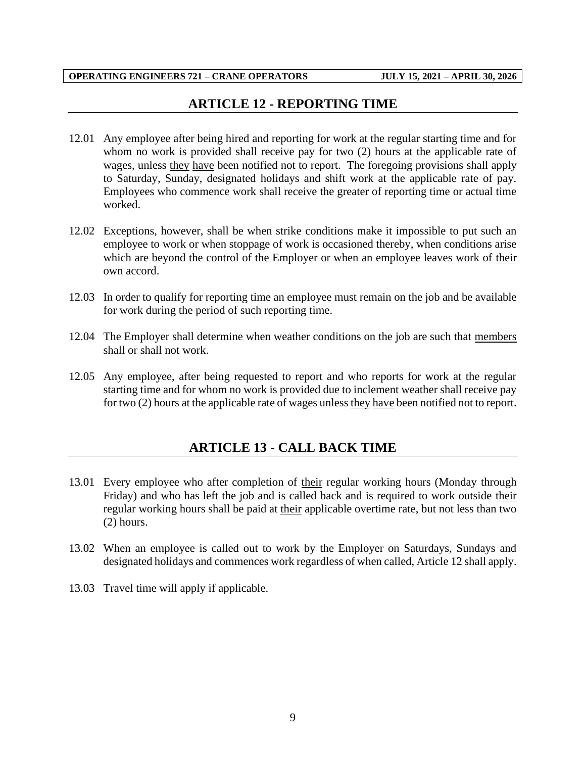## ARTICLE 12 - REPORTING TIME

12.01 Any employee after being hired and reporting for work at the regular starting time and for whom no work is provided shall receive pay for two (2) hours at the applicable rate of wages, unless they have been notified not to report. The foregoing provisions shall apply to Saturday, Sunday, designated holidays and shift work at the applicable rate of pay. Employees who commence work shall receive the greater of reporting time or actual time worked.

12.02 Exceptions, however, shall be when strike conditions make it impossible to put such an employee to work or when stoppage of work is occasioned thereby, when conditions arise which are beyond the control of the Employer or when an employee leaves work of their own accord.

12.03 In order to qualify for reporting time an employee must remain on the job and be available for work during the period of such reporting time.

12.04 The Employer shall determine when weather conditions on the job are such that members shall or shall not work.

12.05 Any employee, after being requested to report and who reports for work at the regular starting time and for whom no work is provided due to inclement weather shall receive pay for two (2) hours at the applicable rate of wages unless they have been notified not to report.

## ARTICLE 13 - CALL BACK TIME

13.01 Every employee who after completion of their regular working hours (Monday through Friday) and who has left the job and is called back and is required to work outside their regular working hours shall be paid at their applicable overtime rate, but not less than two (2) hours.

13.02 When an employee is called out to work by the Employer on Saturdays, Sundays and designated holidays and commences work regardless of when called, Article 12 shall apply.

13.03 Travel time will apply if applicable.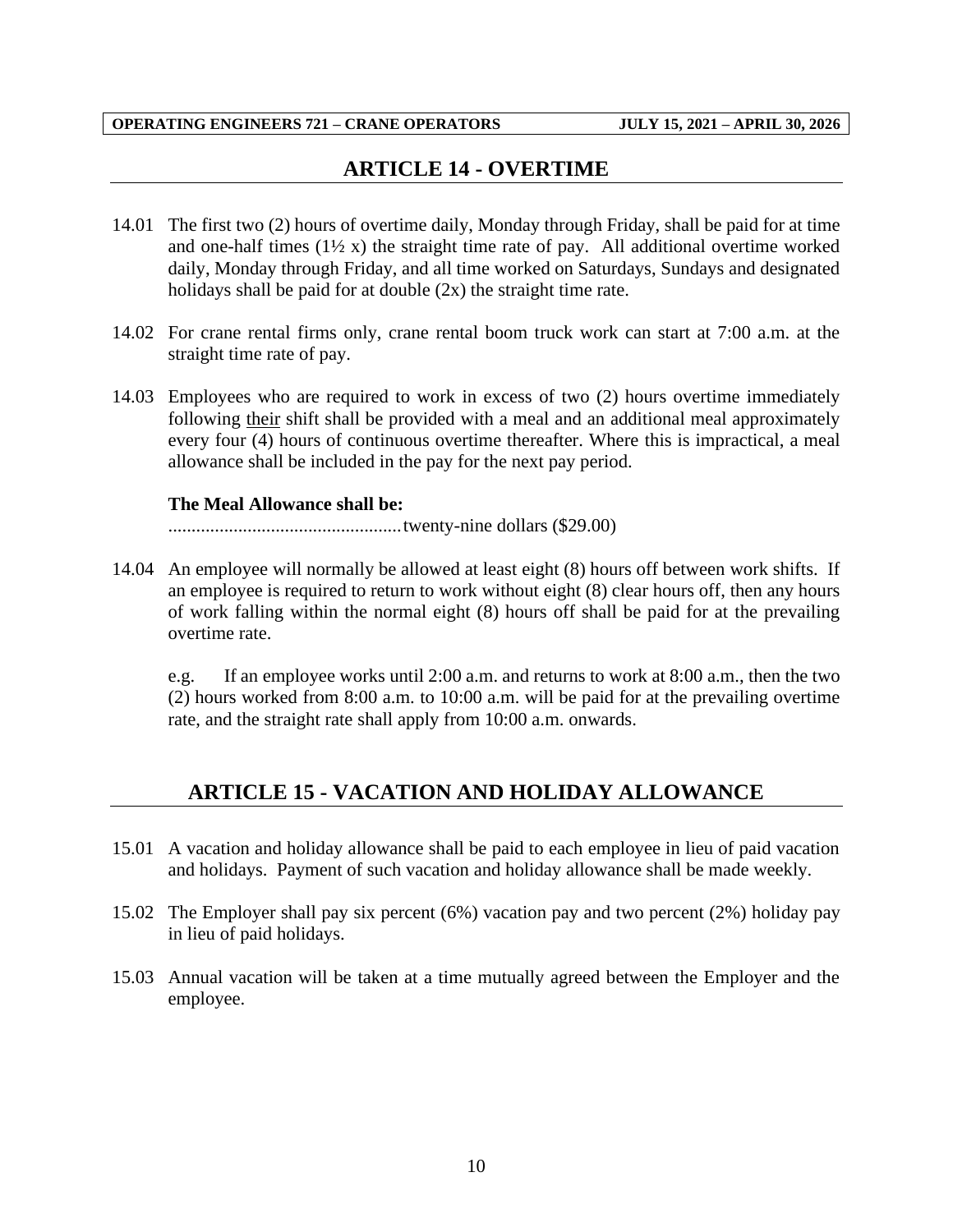## ARTICLE 14 - OVERTIME

14.01 The first two (2) hours of overtime daily, Monday through Friday, shall be paid for at time and one-half times (1½ x) the straight time rate of pay. All additional overtime worked daily, Monday through Friday, and all time worked on Saturdays, Sundays and designated holidays shall be paid for at double (2x) the straight time rate.

14.02 For crane rental firms only, crane rental boom truck work can start at 7:00 a.m. at the straight time rate of pay.

14.03 Employees who are required to work in excess of two (2) hours overtime immediately following their shift shall be provided with a meal and an additional meal approximately every four (4) hours of continuous overtime thereafter. Where this is impractical, a meal allowance shall be included in the pay for the next pay period.

**The Meal Allowance shall be:**

.................................................twenty-nine dollars ($29.00)

14.04 An employee will normally be allowed at least eight (8) hours off between work shifts. If an employee is required to return to work without eight (8) clear hours off, then any hours of work falling within the normal eight (8) hours off shall be paid for at the prevailing overtime rate.

e.g. If an employee works until 2:00 a.m. and returns to work at 8:00 a.m., then the two (2) hours worked from 8:00 a.m. to 10:00 a.m. will be paid for at the prevailing overtime rate, and the straight rate shall apply from 10:00 a.m. onwards.

## ARTICLE 15 - VACATION AND HOLIDAY ALLOWANCE

15.01 A vacation and holiday allowance shall be paid to each employee in lieu of paid vacation and holidays. Payment of such vacation and holiday allowance shall be made weekly.

15.02 The Employer shall pay six percent (6%) vacation pay and two percent (2%) holiday pay in lieu of paid holidays.

15.03 Annual vacation will be taken at a time mutually agreed between the Employer and the employee.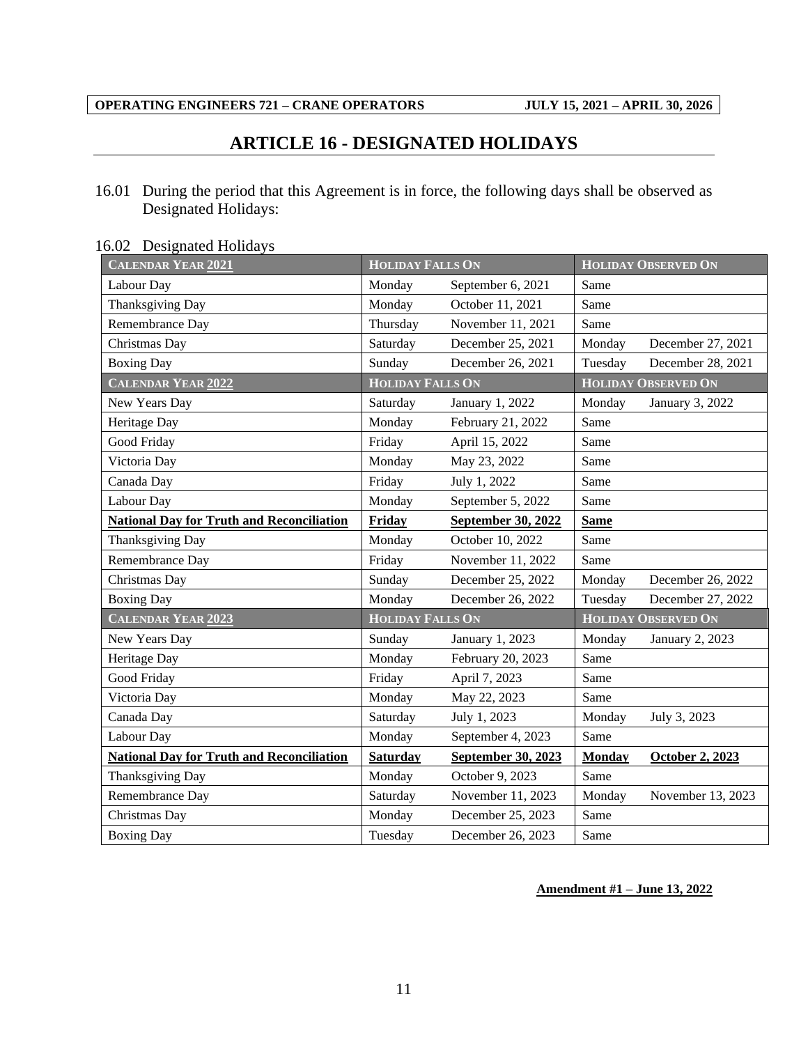# ARTICLE 16 - DESIGNATED HOLIDAYS

16.01 During the period that this Agreement is in force, the following days shall be observed as Designated Holidays:

16.02 Designated Holidays

| CALENDAR YEAR 2021 | HOLIDAY FALLS ON | | HOLIDAY OBSERVED ON | |
|---|---|---|---|---|
| Labour Day | Monday | September 6, 2021 | Same | |
| Thanksgiving Day | Monday | October 11, 2021 | Same | |
| Remembrance Day | Thursday | November 11, 2021 | Same | |
| Christmas Day | Saturday | December 25, 2021 | Monday | December 27, 2021 |
| Boxing Day | Sunday | December 26, 2021 | Tuesday | December 28, 2021 |
| **CALENDAR YEAR 2022** | **HOLIDAY FALLS ON** | | **HOLIDAY OBSERVED ON** | |
| New Years Day | Saturday | January 1, 2022 | Monday | January 3, 2022 |
| Heritage Day | Monday | February 21, 2022 | Same | |
| Good Friday | Friday | April 15, 2022 | Same | |
| Victoria Day | Monday | May 23, 2022 | Same | |
| Canada Day | Friday | July 1, 2022 | Same | |
| Labour Day | Monday | September 5, 2022 | Same | |
| **National Day for Truth and Reconciliation** | **Friday** | **September 30, 2022** | **Same** | |
| Thanksgiving Day | Monday | October 10, 2022 | Same | |
| Remembrance Day | Friday | November 11, 2022 | Same | |
| Christmas Day | Sunday | December 25, 2022 | Monday | December 26, 2022 |
| Boxing Day | Monday | December 26, 2022 | Tuesday | December 27, 2022 |
| **CALENDAR YEAR 2023** | **HOLIDAY FALLS ON** | | **HOLIDAY OBSERVED ON** | |
| New Years Day | Sunday | January 1, 2023 | Monday | January 2, 2023 |
| Heritage Day | Monday | February 20, 2023 | Same | |
| Good Friday | Friday | April 7, 2023 | Same | |
| Victoria Day | Monday | May 22, 2023 | Same | |
| Canada Day | Saturday | July 1, 2023 | Monday | July 3, 2023 |
| Labour Day | Monday | September 4, 2023 | Same | |
| **National Day for Truth and Reconciliation** | **Saturday** | **September 30, 2023** | **Monday** | **October 2, 2023** |
| Thanksgiving Day | Monday | October 9, 2023 | Same | |
| Remembrance Day | Saturday | November 11, 2023 | Monday | November 13, 2023 |
| Christmas Day | Monday | December 25, 2023 | Same | |
| Boxing Day | Tuesday | December 26, 2023 | Same | |

**Amendment #1 – June 13, 2022**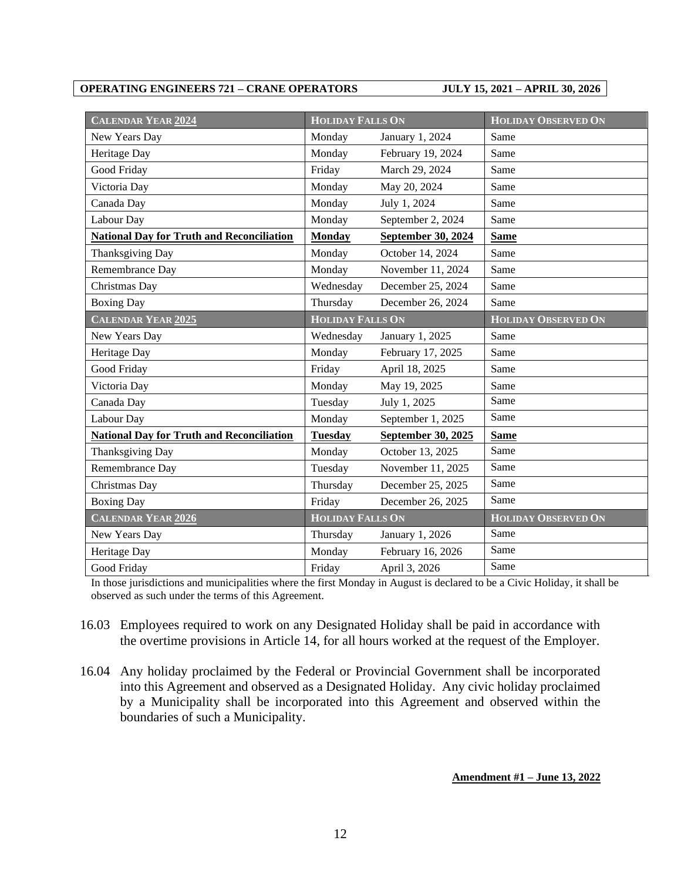| CALENDAR YEAR **2024** | HOLIDAY FALLS ON | | HOLIDAY OBSERVED ON |
|---|---|---|---|
| New Years Day | Monday | January 1, 2024 | Same |
| Heritage Day | Monday | February 19, 2024 | Same |
| Good Friday | Friday | March 29, 2024 | Same |
| Victoria Day | Monday | May 20, 2024 | Same |
| Canada Day | Monday | July 1, 2024 | Same |
| Labour Day | Monday | September 2, 2024 | Same |
| **National Day for Truth and Reconciliation** | **Monday** | **September 30, 2024** | **Same** |
| Thanksgiving Day | Monday | October 14, 2024 | Same |
| Remembrance Day | Monday | November 11, 2024 | Same |
| Christmas Day | Wednesday | December 25, 2024 | Same |
| Boxing Day | Thursday | December 26, 2024 | Same |
| CALENDAR YEAR **2025** | HOLIDAY FALLS ON | | HOLIDAY OBSERVED ON |
| New Years Day | Wednesday | January 1, 2025 | Same |
| Heritage Day | Monday | February 17, 2025 | Same |
| Good Friday | Friday | April 18, 2025 | Same |
| Victoria Day | Monday | May 19, 2025 | Same |
| Canada Day | Tuesday | July 1, 2025 | Same |
| Labour Day | Monday | September 1, 2025 | Same |
| **National Day for Truth and Reconciliation** | **Tuesday** | **September 30, 2025** | **Same** |
| Thanksgiving Day | Monday | October 13, 2025 | Same |
| Remembrance Day | Tuesday | November 11, 2025 | Same |
| Christmas Day | Thursday | December 25, 2025 | Same |
| Boxing Day | Friday | December 26, 2025 | Same |
| CALENDAR YEAR **2026** | HOLIDAY FALLS ON | | HOLIDAY OBSERVED ON |
| New Years Day | Thursday | January 1, 2026 | Same |
| Heritage Day | Monday | February 16, 2026 | Same |
| Good Friday | Friday | April 3, 2026 | Same |

In those jurisdictions and municipalities where the first Monday in August is declared to be a Civic Holiday, it shall be observed as such under the terms of this Agreement.

16.03 Employees required to work on any Designated Holiday shall be paid in accordance with the overtime provisions in Article 14, for all hours worked at the request of the Employer.

16.04 Any holiday proclaimed by the Federal or Provincial Government shall be incorporated into this Agreement and observed as a Designated Holiday. Any civic holiday proclaimed by a Municipality shall be incorporated into this Agreement and observed within the boundaries of such a Municipality.

**Amendment #1 – June 13, 2022**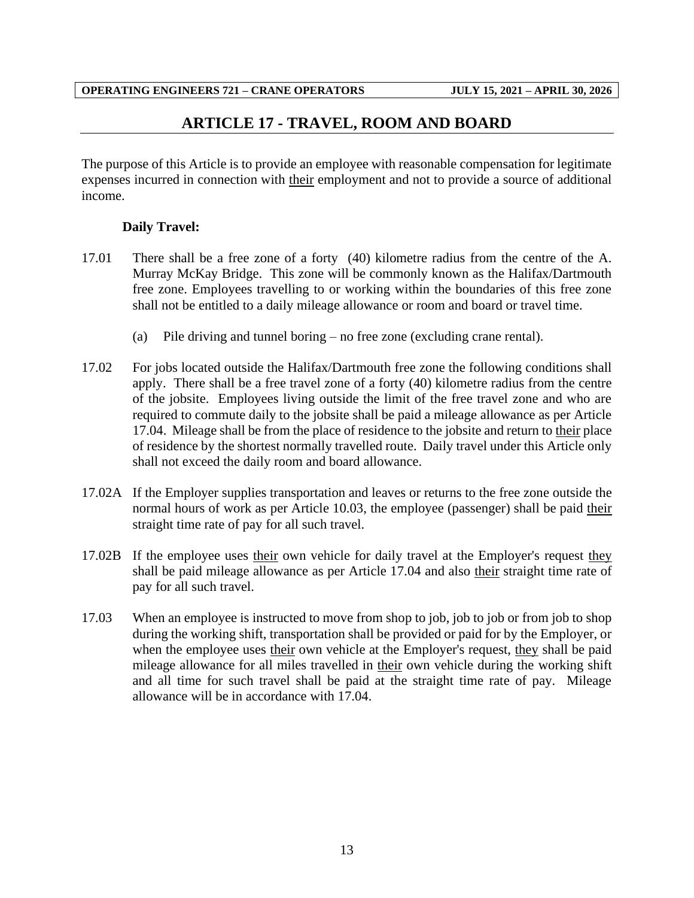## ARTICLE 17 - TRAVEL, ROOM AND BOARD

The purpose of this Article is to provide an employee with reasonable compensation for legitimate expenses incurred in connection with their employment and not to provide a source of additional income.

**Daily Travel:**

17.01 There shall be a free zone of a forty (40) kilometre radius from the centre of the A. Murray McKay Bridge. This zone will be commonly known as the Halifax/Dartmouth free zone. Employees travelling to or working within the boundaries of this free zone shall not be entitled to a daily mileage allowance or room and board or travel time.

(a) Pile driving and tunnel boring – no free zone (excluding crane rental).

17.02 For jobs located outside the Halifax/Dartmouth free zone the following conditions shall apply. There shall be a free travel zone of a forty (40) kilometre radius from the centre of the jobsite. Employees living outside the limit of the free travel zone and who are required to commute daily to the jobsite shall be paid a mileage allowance as per Article 17.04. Mileage shall be from the place of residence to the jobsite and return to their place of residence by the shortest normally travelled route. Daily travel under this Article only shall not exceed the daily room and board allowance.

17.02A If the Employer supplies transportation and leaves or returns to the free zone outside the normal hours of work as per Article 10.03, the employee (passenger) shall be paid their straight time rate of pay for all such travel.

17.02B If the employee uses their own vehicle for daily travel at the Employer's request they shall be paid mileage allowance as per Article 17.04 and also their straight time rate of pay for all such travel.

17.03 When an employee is instructed to move from shop to job, job to job or from job to shop during the working shift, transportation shall be provided or paid for by the Employer, or when the employee uses their own vehicle at the Employer's request, they shall be paid mileage allowance for all miles travelled in their own vehicle during the working shift and all time for such travel shall be paid at the straight time rate of pay. Mileage allowance will be in accordance with 17.04.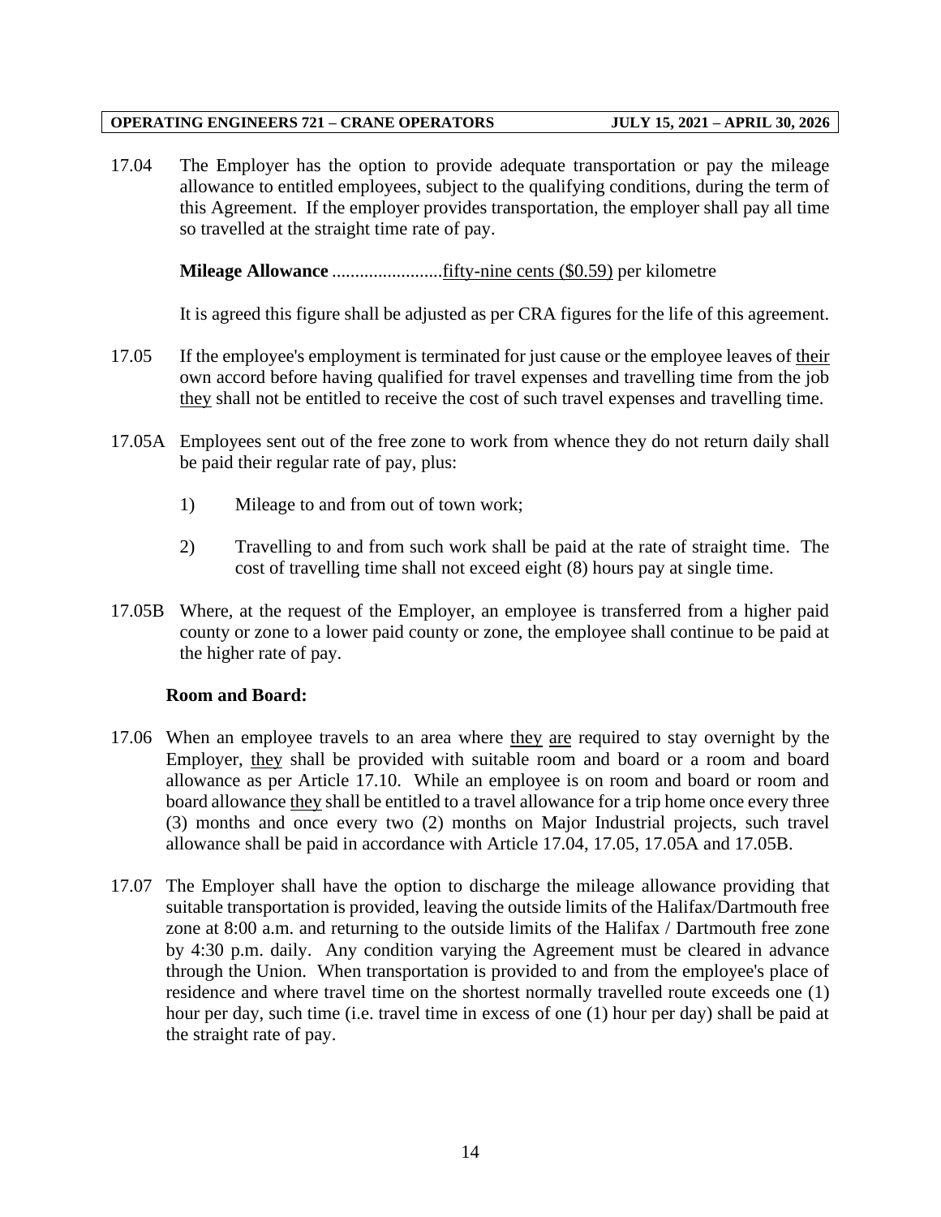17.04 The Employer has the option to provide adequate transportation or pay the mileage allowance to entitled employees, subject to the qualifying conditions, during the term of this Agreement. If the employer provides transportation, the employer shall pay all time so travelled at the straight time rate of pay.

**Mileage Allowance** ........................fifty-nine cents ($0.59) per kilometre

It is agreed this figure shall be adjusted as per CRA figures for the life of this agreement.

17.05 If the employee's employment is terminated for just cause or the employee leaves of their own accord before having qualified for travel expenses and travelling time from the job they shall not be entitled to receive the cost of such travel expenses and travelling time.

17.05A Employees sent out of the free zone to work from whence they do not return daily shall be paid their regular rate of pay, plus:

1) Mileage to and from out of town work;

2) Travelling to and from such work shall be paid at the rate of straight time. The cost of travelling time shall not exceed eight (8) hours pay at single time.

17.05B Where, at the request of the Employer, an employee is transferred from a higher paid county or zone to a lower paid county or zone, the employee shall continue to be paid at the higher rate of pay.

**Room and Board:**

17.06 When an employee travels to an area where they are required to stay overnight by the Employer, they shall be provided with suitable room and board or a room and board allowance as per Article 17.10. While an employee is on room and board or room and board allowance they shall be entitled to a travel allowance for a trip home once every three (3) months and once every two (2) months on Major Industrial projects, such travel allowance shall be paid in accordance with Article 17.04, 17.05, 17.05A and 17.05B.

17.07 The Employer shall have the option to discharge the mileage allowance providing that suitable transportation is provided, leaving the outside limits of the Halifax/Dartmouth free zone at 8:00 a.m. and returning to the outside limits of the Halifax / Dartmouth free zone by 4:30 p.m. daily. Any condition varying the Agreement must be cleared in advance through the Union. When transportation is provided to and from the employee's place of residence and where travel time on the shortest normally travelled route exceeds one (1) hour per day, such time (i.e. travel time in excess of one (1) hour per day) shall be paid at the straight rate of pay.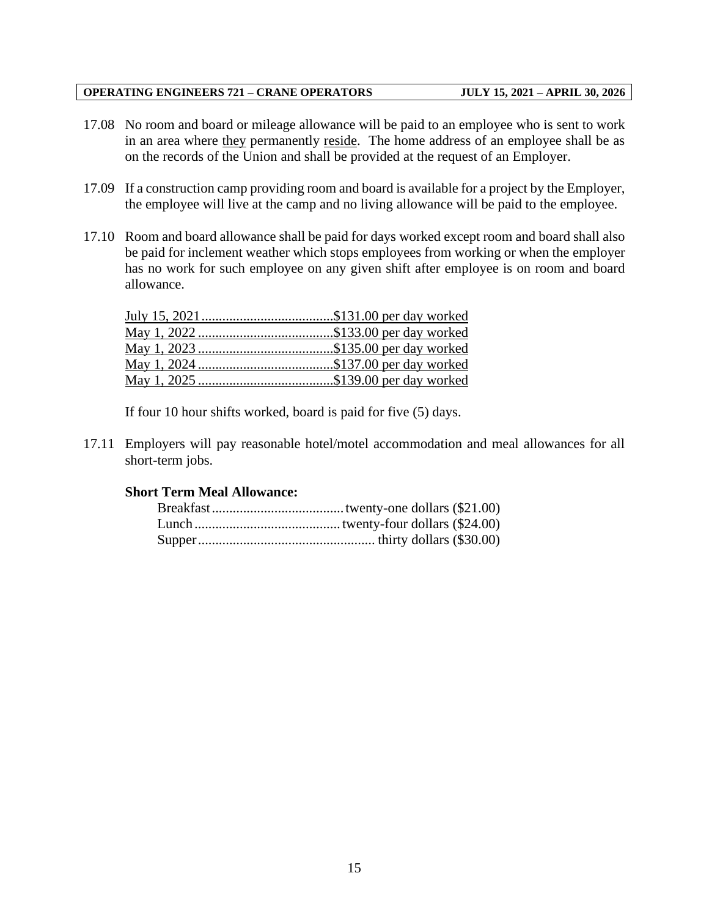17.08 No room and board or mileage allowance will be paid to an employee who is sent to work in an area where they permanently reside. The home address of an employee shall be as on the records of the Union and shall be provided at the request of an Employer.

17.09 If a construction camp providing room and board is available for a project by the Employer, the employee will live at the camp and no living allowance will be paid to the employee.

17.10 Room and board allowance shall be paid for days worked except room and board shall also be paid for inclement weather which stops employees from working or when the employer has no work for such employee on any given shift after employee is on room and board allowance.

July 15, 2021......................................$131.00 per day worked
May 1, 2022.......................................$133.00 per day worked
May 1, 2023.......................................$135.00 per day worked
May 1, 2024.......................................$137.00 per day worked
May 1, 2025.......................................$139.00 per day worked

If four 10 hour shifts worked, board is paid for five (5) days.

17.11 Employers will pay reasonable hotel/motel accommodation and meal allowances for all short-term jobs.

**Short Term Meal Allowance:**

Breakfast......................................twenty-one dollars ($21.00)
Lunch..........................................twenty-four dollars ($24.00)
Supper..................................................thirty dollars ($30.00)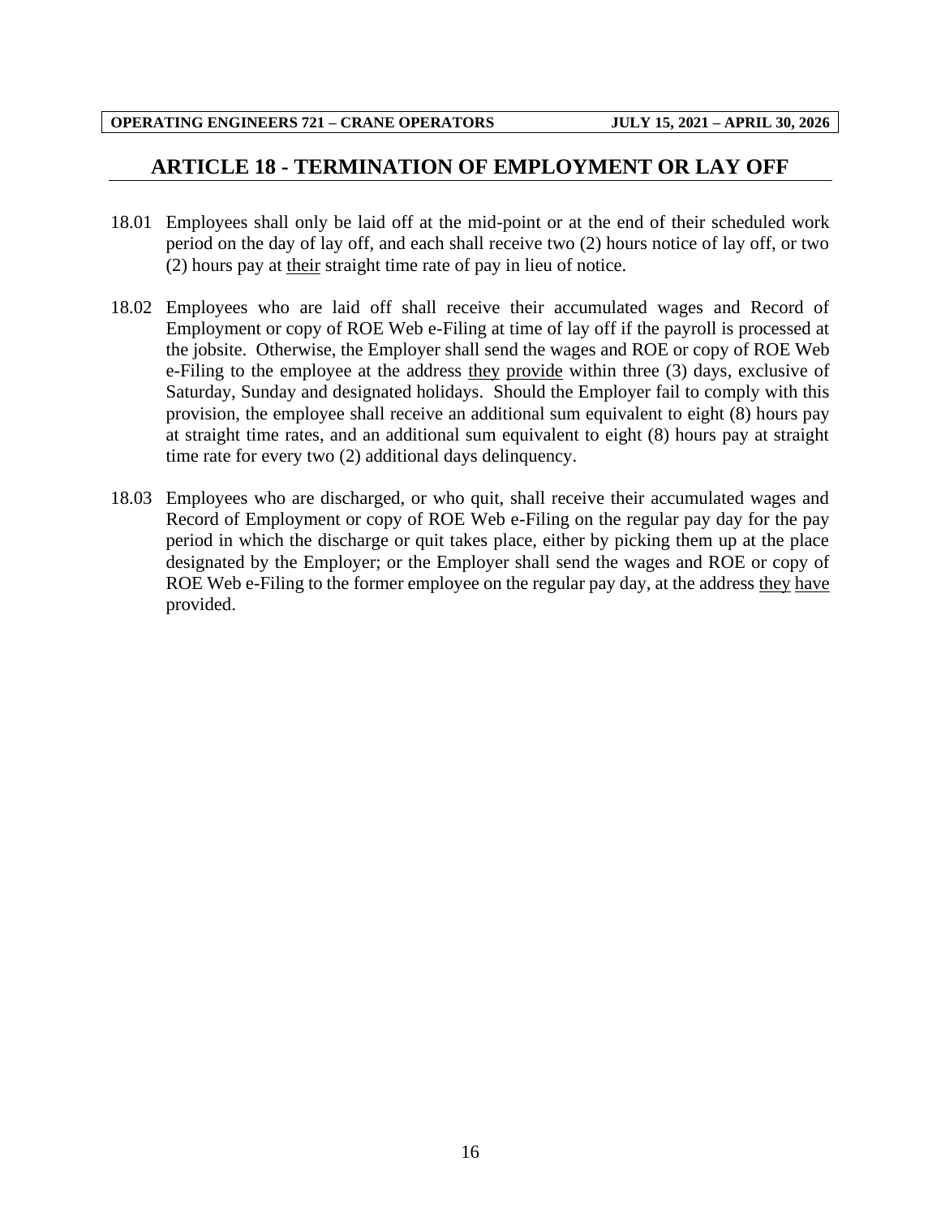# ARTICLE 18 - TERMINATION OF EMPLOYMENT OR LAY OFF

18.01 Employees shall only be laid off at the mid-point or at the end of their scheduled work period on the day of lay off, and each shall receive two (2) hours notice of lay off, or two (2) hours pay at their straight time rate of pay in lieu of notice.

18.02 Employees who are laid off shall receive their accumulated wages and Record of Employment or copy of ROE Web e-Filing at time of lay off if the payroll is processed at the jobsite. Otherwise, the Employer shall send the wages and ROE or copy of ROE Web e-Filing to the employee at the address they provide within three (3) days, exclusive of Saturday, Sunday and designated holidays. Should the Employer fail to comply with this provision, the employee shall receive an additional sum equivalent to eight (8) hours pay at straight time rates, and an additional sum equivalent to eight (8) hours pay at straight time rate for every two (2) additional days delinquency.

18.03 Employees who are discharged, or who quit, shall receive their accumulated wages and Record of Employment or copy of ROE Web e-Filing on the regular pay day for the pay period in which the discharge or quit takes place, either by picking them up at the place designated by the Employer; or the Employer shall send the wages and ROE or copy of ROE Web e-Filing to the former employee on the regular pay day, at the address they have provided.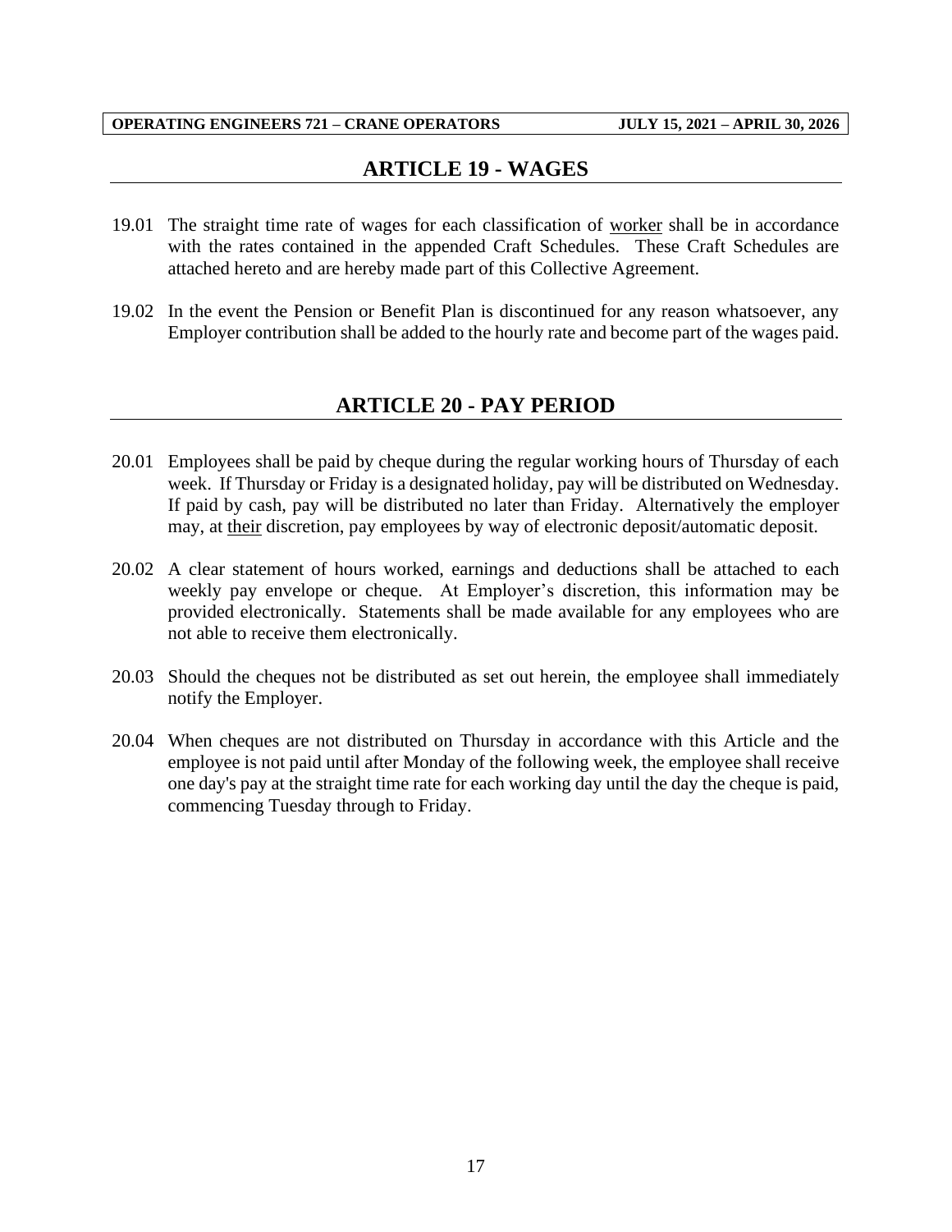## ARTICLE 19 - WAGES

19.01 The straight time rate of wages for each classification of worker shall be in accordance with the rates contained in the appended Craft Schedules. These Craft Schedules are attached hereto and are hereby made part of this Collective Agreement.

19.02 In the event the Pension or Benefit Plan is discontinued for any reason whatsoever, any Employer contribution shall be added to the hourly rate and become part of the wages paid.

## ARTICLE 20 - PAY PERIOD

20.01 Employees shall be paid by cheque during the regular working hours of Thursday of each week. If Thursday or Friday is a designated holiday, pay will be distributed on Wednesday. If paid by cash, pay will be distributed no later than Friday. Alternatively the employer may, at their discretion, pay employees by way of electronic deposit/automatic deposit.

20.02 A clear statement of hours worked, earnings and deductions shall be attached to each weekly pay envelope or cheque. At Employer's discretion, this information may be provided electronically. Statements shall be made available for any employees who are not able to receive them electronically.

20.03 Should the cheques not be distributed as set out herein, the employee shall immediately notify the Employer.

20.04 When cheques are not distributed on Thursday in accordance with this Article and the employee is not paid until after Monday of the following week, the employee shall receive one day's pay at the straight time rate for each working day until the day the cheque is paid, commencing Tuesday through to Friday.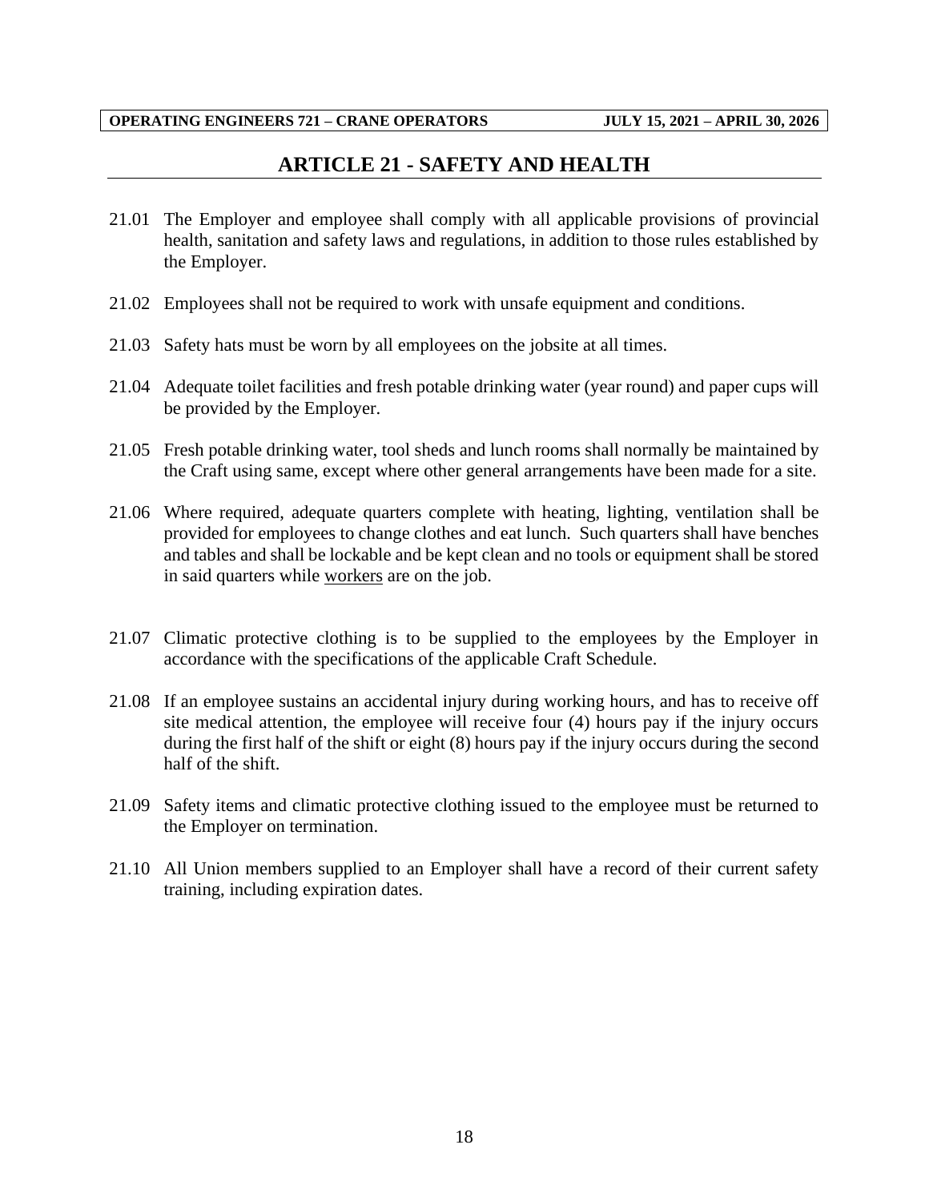# ARTICLE 21 - SAFETY AND HEALTH

21.01 The Employer and employee shall comply with all applicable provisions of provincial health, sanitation and safety laws and regulations, in addition to those rules established by the Employer.

21.02 Employees shall not be required to work with unsafe equipment and conditions.

21.03 Safety hats must be worn by all employees on the jobsite at all times.

21.04 Adequate toilet facilities and fresh potable drinking water (year round) and paper cups will be provided by the Employer.

21.05 Fresh potable drinking water, tool sheds and lunch rooms shall normally be maintained by the Craft using same, except where other general arrangements have been made for a site.

21.06 Where required, adequate quarters complete with heating, lighting, ventilation shall be provided for employees to change clothes and eat lunch. Such quarters shall have benches and tables and shall be lockable and be kept clean and no tools or equipment shall be stored in said quarters while workers are on the job.

21.07 Climatic protective clothing is to be supplied to the employees by the Employer in accordance with the specifications of the applicable Craft Schedule.

21.08 If an employee sustains an accidental injury during working hours, and has to receive off site medical attention, the employee will receive four (4) hours pay if the injury occurs during the first half of the shift or eight (8) hours pay if the injury occurs during the second half of the shift.

21.09 Safety items and climatic protective clothing issued to the employee must be returned to the Employer on termination.

21.10 All Union members supplied to an Employer shall have a record of their current safety training, including expiration dates.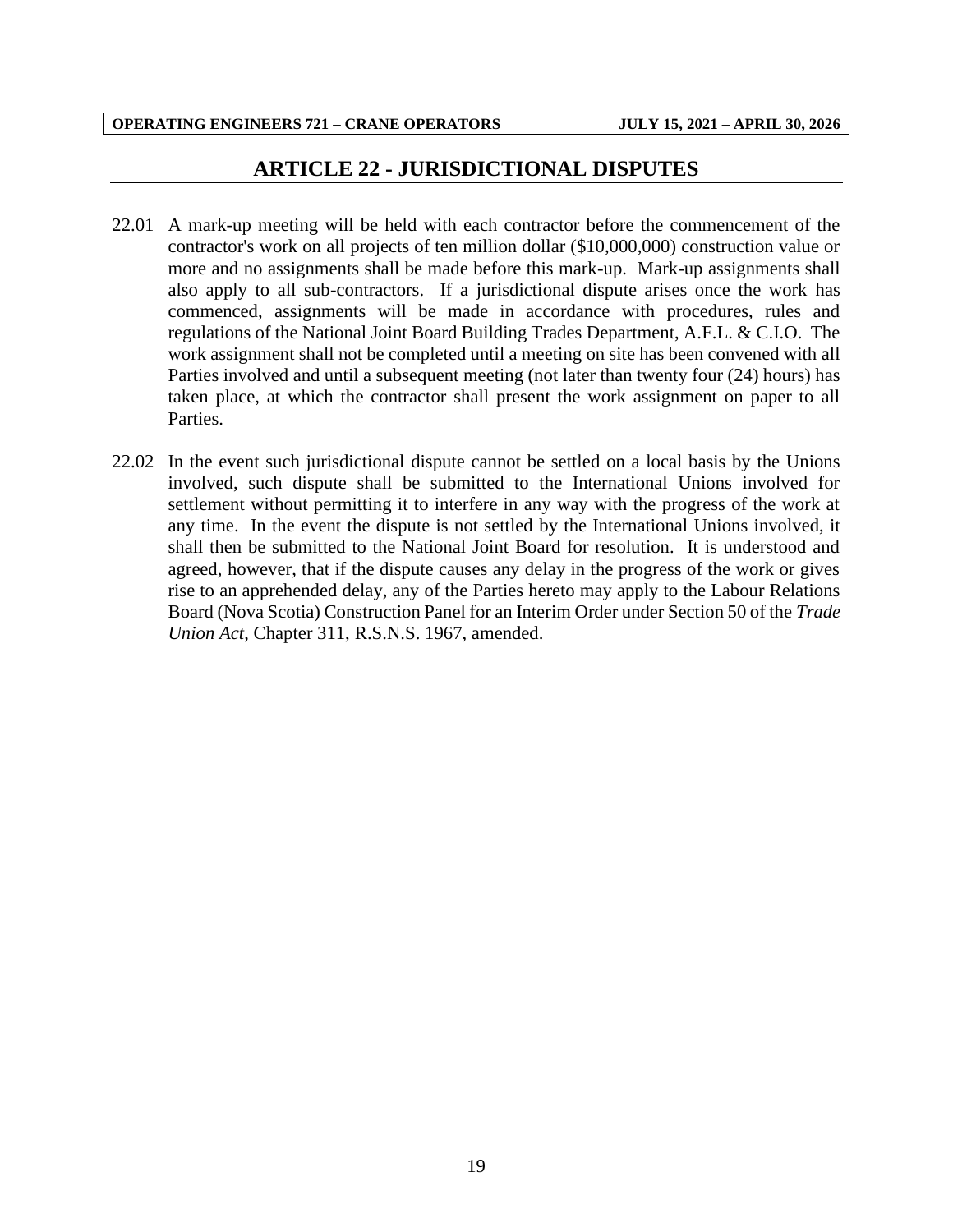## ARTICLE 22 - JURISDICTIONAL DISPUTES

22.01 A mark-up meeting will be held with each contractor before the commencement of the contractor's work on all projects of ten million dollar ($10,000,000) construction value or more and no assignments shall be made before this mark-up. Mark-up assignments shall also apply to all sub-contractors. If a jurisdictional dispute arises once the work has commenced, assignments will be made in accordance with procedures, rules and regulations of the National Joint Board Building Trades Department, A.F.L. & C.I.O. The work assignment shall not be completed until a meeting on site has been convened with all Parties involved and until a subsequent meeting (not later than twenty four (24) hours) has taken place, at which the contractor shall present the work assignment on paper to all Parties.

22.02 In the event such jurisdictional dispute cannot be settled on a local basis by the Unions involved, such dispute shall be submitted to the International Unions involved for settlement without permitting it to interfere in any way with the progress of the work at any time. In the event the dispute is not settled by the International Unions involved, it shall then be submitted to the National Joint Board for resolution. It is understood and agreed, however, that if the dispute causes any delay in the progress of the work or gives rise to an apprehended delay, any of the Parties hereto may apply to the Labour Relations Board (Nova Scotia) Construction Panel for an Interim Order under Section 50 of the *Trade Union Act*, Chapter 311, R.S.N.S. 1967, amended.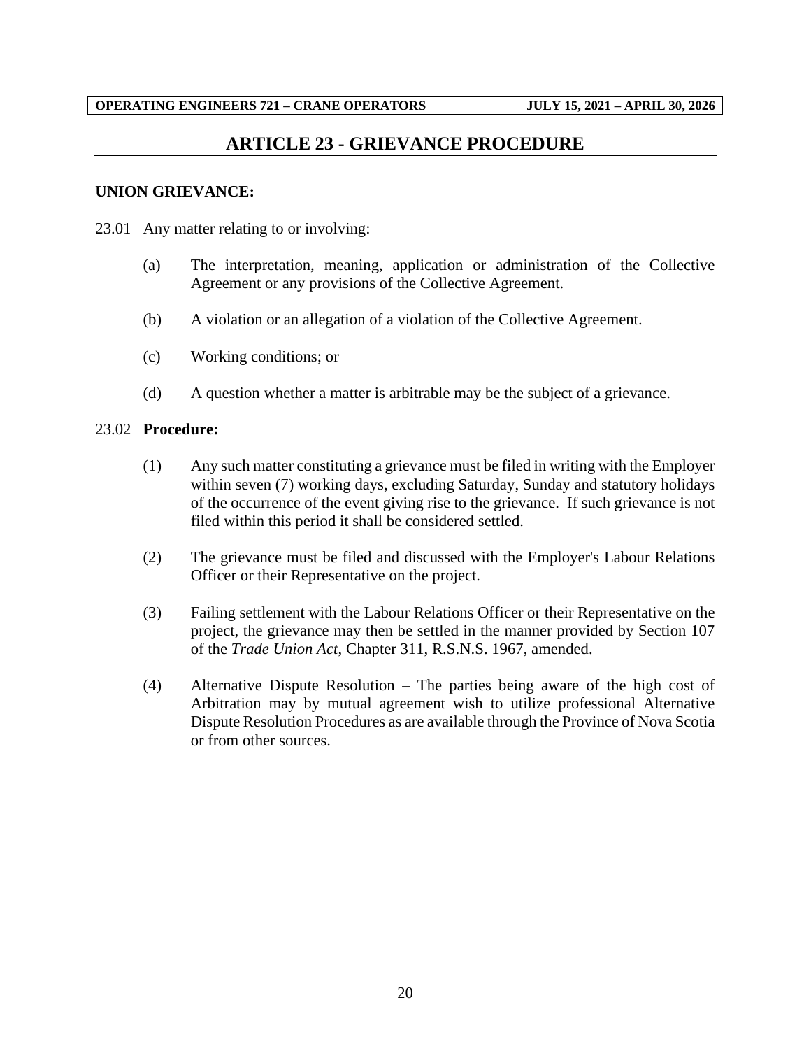# ARTICLE 23 - GRIEVANCE PROCEDURE

**UNION GRIEVANCE:**

23.01 Any matter relating to or involving:

(a) The interpretation, meaning, application or administration of the Collective Agreement or any provisions of the Collective Agreement.

(b) A violation or an allegation of a violation of the Collective Agreement.

(c) Working conditions; or

(d) A question whether a matter is arbitrable may be the subject of a grievance.

23.02 **Procedure:**

(1) Any such matter constituting a grievance must be filed in writing with the Employer within seven (7) working days, excluding Saturday, Sunday and statutory holidays of the occurrence of the event giving rise to the grievance. If such grievance is not filed within this period it shall be considered settled.

(2) The grievance must be filed and discussed with the Employer's Labour Relations Officer or <u>their</u> Representative on the project.

(3) Failing settlement with the Labour Relations Officer or <u>their</u> Representative on the project, the grievance may then be settled in the manner provided by Section 107 of the *Trade Union Act*, Chapter 311, R.S.N.S. 1967, amended.

(4) Alternative Dispute Resolution – The parties being aware of the high cost of Arbitration may by mutual agreement wish to utilize professional Alternative Dispute Resolution Procedures as are available through the Province of Nova Scotia or from other sources.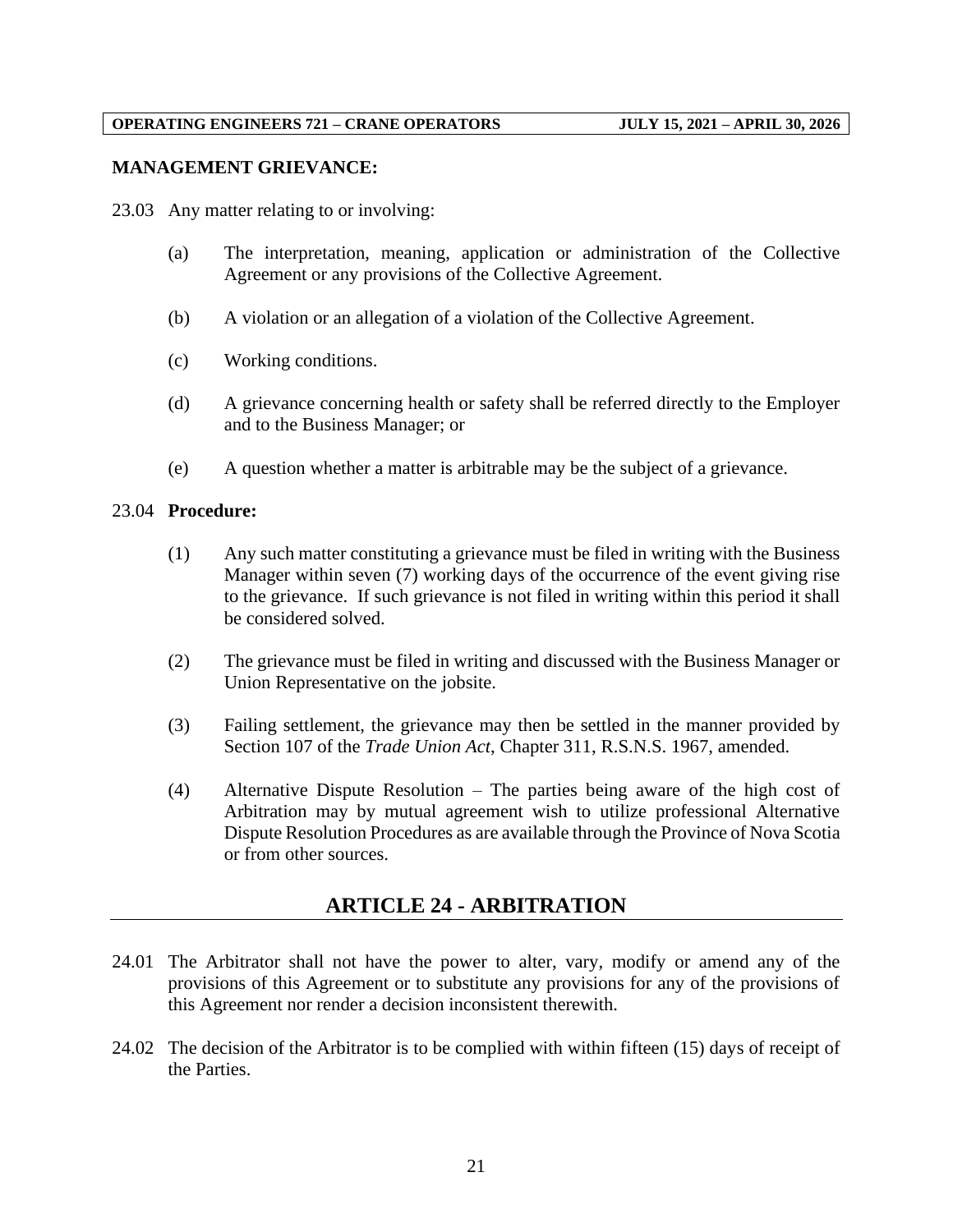**MANAGEMENT GRIEVANCE:**

23.03 Any matter relating to or involving:

- (a) The interpretation, meaning, application or administration of the Collective Agreement or any provisions of the Collective Agreement.
- (b) A violation or an allegation of a violation of the Collective Agreement.
- (c) Working conditions.
- (d) A grievance concerning health or safety shall be referred directly to the Employer and to the Business Manager; or
- (e) A question whether a matter is arbitrable may be the subject of a grievance.

23.04 **Procedure:**

- (1) Any such matter constituting a grievance must be filed in writing with the Business Manager within seven (7) working days of the occurrence of the event giving rise to the grievance. If such grievance is not filed in writing within this period it shall be considered solved.
- (2) The grievance must be filed in writing and discussed with the Business Manager or Union Representative on the jobsite.
- (3) Failing settlement, the grievance may then be settled in the manner provided by Section 107 of the *Trade Union Act*, Chapter 311, R.S.N.S. 1967, amended.
- (4) Alternative Dispute Resolution – The parties being aware of the high cost of Arbitration may by mutual agreement wish to utilize professional Alternative Dispute Resolution Procedures as are available through the Province of Nova Scotia or from other sources.

## ARTICLE 24 - ARBITRATION

24.01 The Arbitrator shall not have the power to alter, vary, modify or amend any of the provisions of this Agreement or to substitute any provisions for any of the provisions of this Agreement nor render a decision inconsistent therewith.

24.02 The decision of the Arbitrator is to be complied with within fifteen (15) days of receipt of the Parties.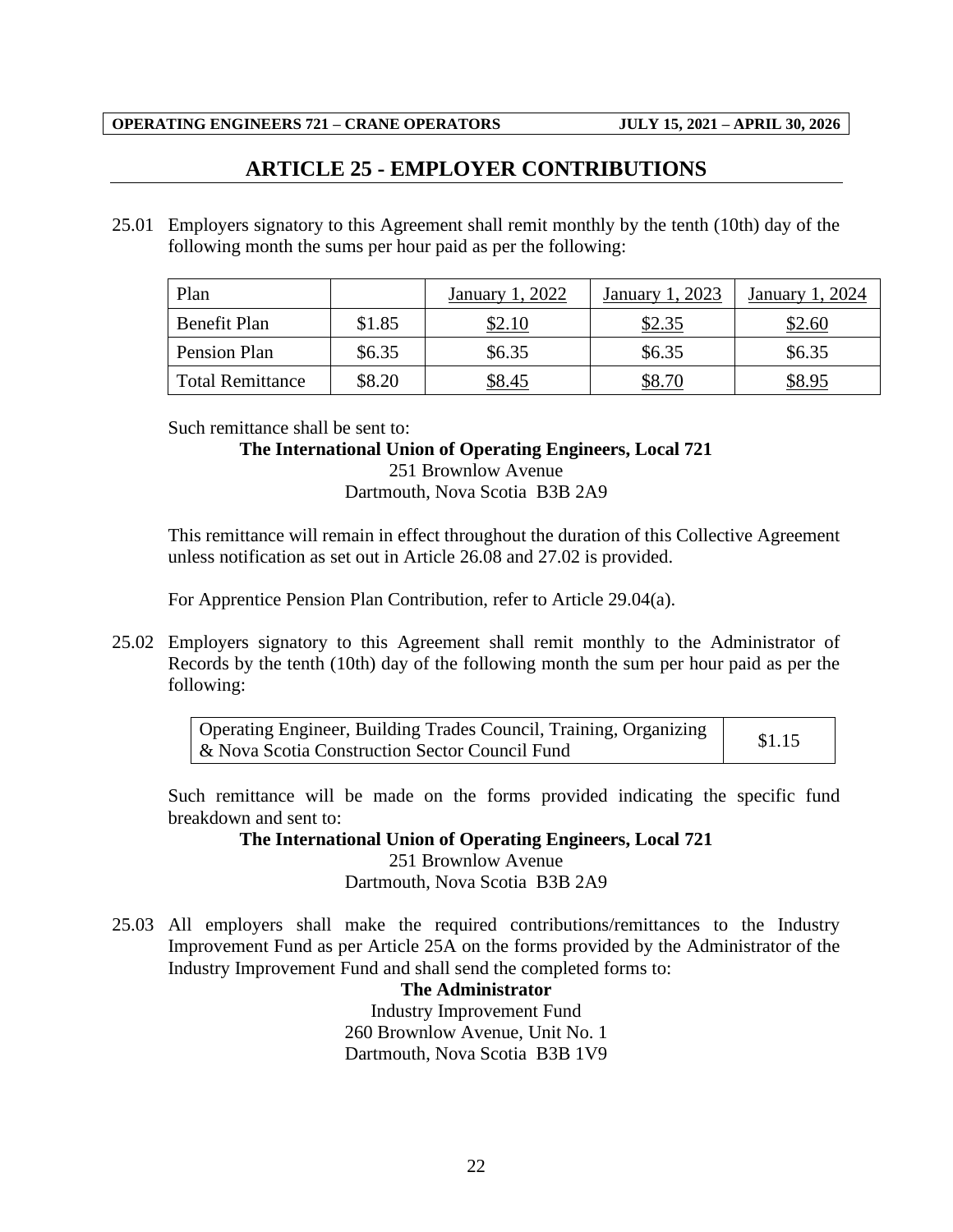## ARTICLE 25 - EMPLOYER CONTRIBUTIONS

25.01 Employers signatory to this Agreement shall remit monthly by the tenth (10th) day of the following month the sums per hour paid as per the following:

| Plan | | January 1, 2022 | January 1, 2023 | January 1, 2024 |
|---|---|---|---|---|
| Benefit Plan | \$1.85 | \$2.10 | \$2.35 | \$2.60 |
| Pension Plan | \$6.35 | \$6.35 | \$6.35 | \$6.35 |
| Total Remittance | \$8.20 | \$8.45 | \$8.70 | \$8.95 |

Such remittance shall be sent to:

**The International Union of Operating Engineers, Local 721**
251 Brownlow Avenue
Dartmouth, Nova Scotia B3B 2A9

This remittance will remain in effect throughout the duration of this Collective Agreement unless notification as set out in Article 26.08 and 27.02 is provided.

For Apprentice Pension Plan Contribution, refer to Article 29.04(a).

25.02 Employers signatory to this Agreement shall remit monthly to the Administrator of Records by the tenth (10th) day of the following month the sum per hour paid as per the following:

| Operating Engineer, Building Trades Council, Training, Organizing & Nova Scotia Construction Sector Council Fund | \$1.15 |
|---|---|

Such remittance will be made on the forms provided indicating the specific fund breakdown and sent to:

**The International Union of Operating Engineers, Local 721**
251 Brownlow Avenue
Dartmouth, Nova Scotia B3B 2A9

25.03 All employers shall make the required contributions/remittances to the Industry Improvement Fund as per Article 25A on the forms provided by the Administrator of the Industry Improvement Fund and shall send the completed forms to:

**The Administrator**
Industry Improvement Fund
260 Brownlow Avenue, Unit No. 1
Dartmouth, Nova Scotia B3B 1V9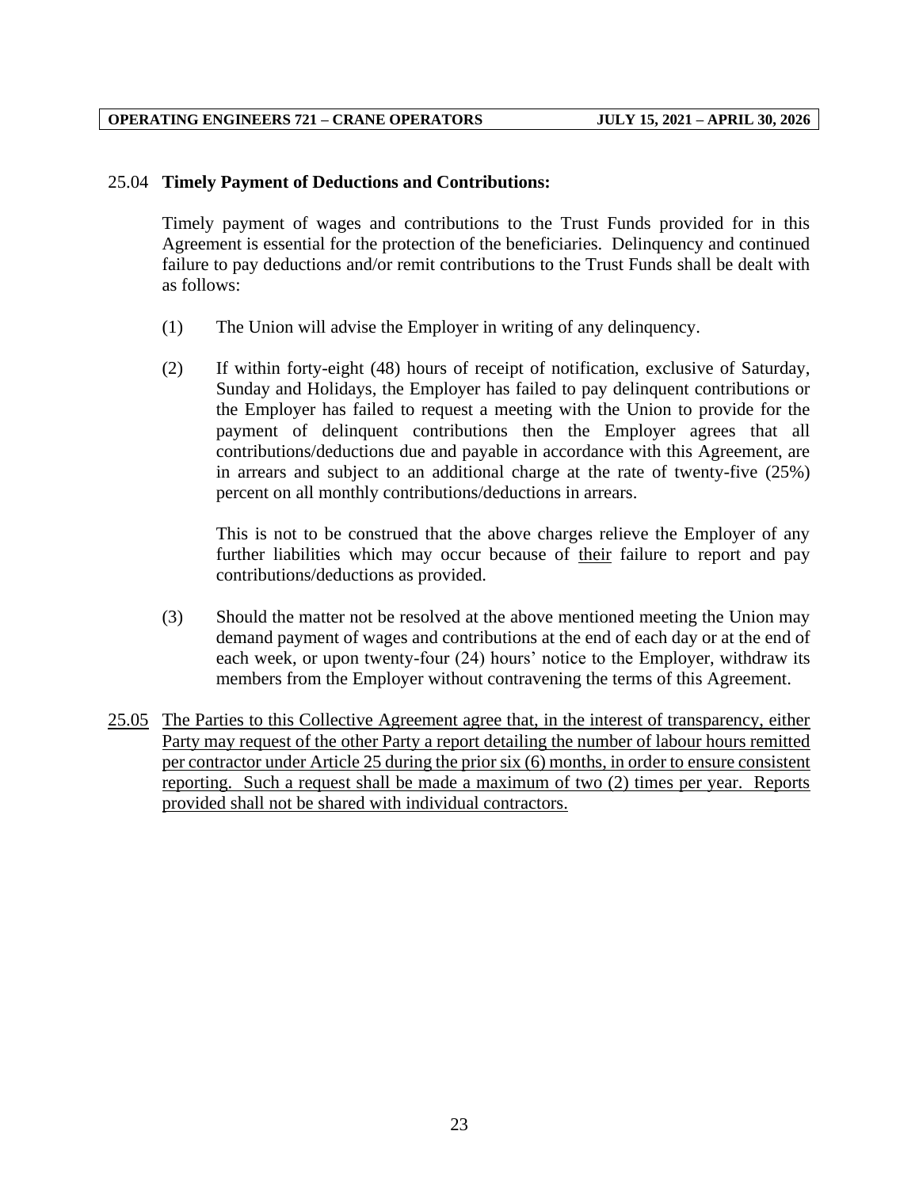25.04 **Timely Payment of Deductions and Contributions:**

Timely payment of wages and contributions to the Trust Funds provided for in this Agreement is essential for the protection of the beneficiaries. Delinquency and continued failure to pay deductions and/or remit contributions to the Trust Funds shall be dealt with as follows:

(1) The Union will advise the Employer in writing of any delinquency.

(2) If within forty-eight (48) hours of receipt of notification, exclusive of Saturday, Sunday and Holidays, the Employer has failed to pay delinquent contributions or the Employer has failed to request a meeting with the Union to provide for the payment of delinquent contributions then the Employer agrees that all contributions/deductions due and payable in accordance with this Agreement, are in arrears and subject to an additional charge at the rate of twenty-five (25%) percent on all monthly contributions/deductions in arrears.

This is not to be construed that the above charges relieve the Employer of any further liabilities which may occur because of <u>their</u> failure to report and pay contributions/deductions as provided.

(3) Should the matter not be resolved at the above mentioned meeting the Union may demand payment of wages and contributions at the end of each day or at the end of each week, or upon twenty-four (24) hours' notice to the Employer, withdraw its members from the Employer without contravening the terms of this Agreement.

<u>25.05 The Parties to this Collective Agreement agree that, in the interest of transparency, either Party may request of the other Party a report detailing the number of labour hours remitted per contractor under Article 25 during the prior six (6) months, in order to ensure consistent reporting. Such a request shall be made a maximum of two (2) times per year. Reports provided shall not be shared with individual contractors.</u>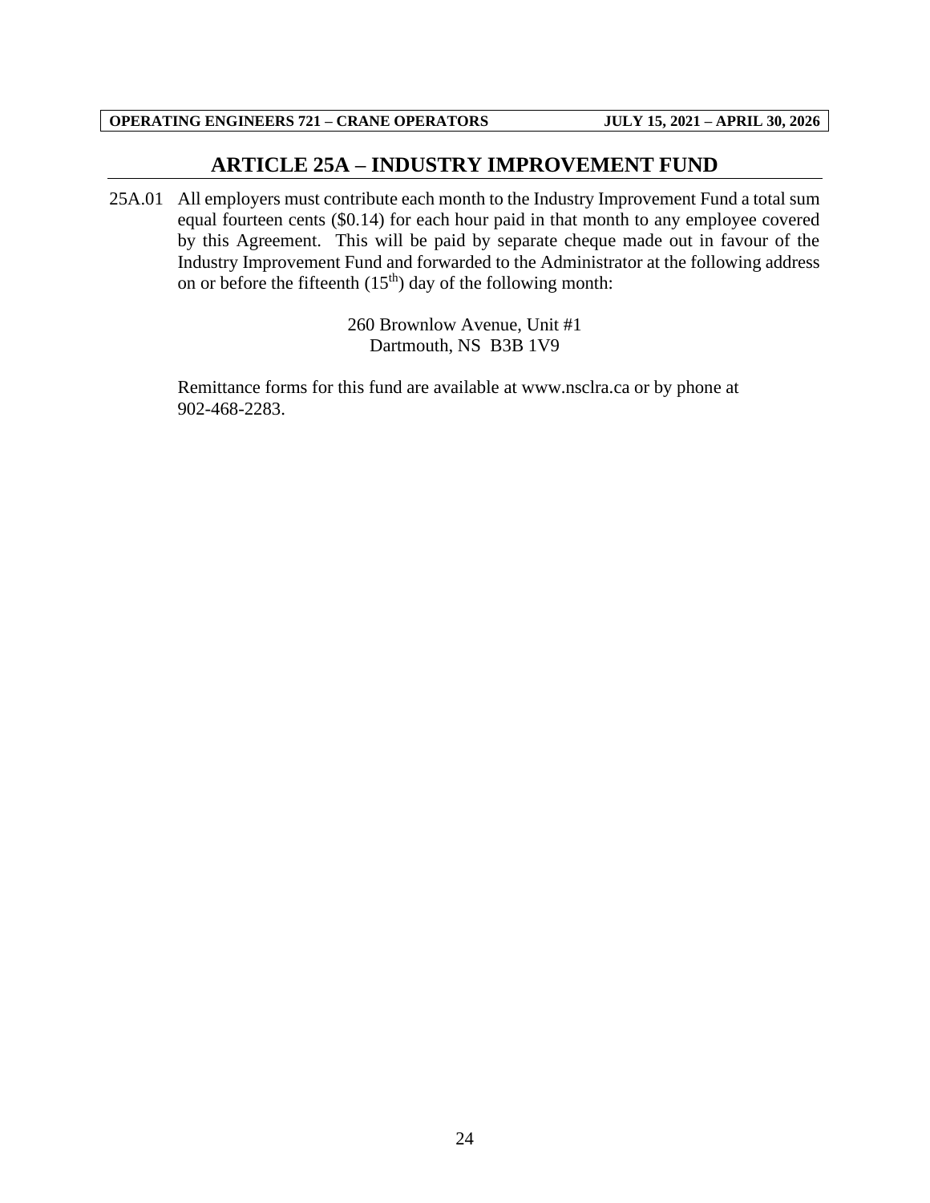## ARTICLE 25A – INDUSTRY IMPROVEMENT FUND

25A.01 All employers must contribute each month to the Industry Improvement Fund a total sum equal fourteen cents ($0.14) for each hour paid in that month to any employee covered by this Agreement. This will be paid by separate cheque made out in favour of the Industry Improvement Fund and forwarded to the Administrator at the following address on or before the fifteenth (15th) day of the following month:

260 Brownlow Avenue, Unit #1
Dartmouth, NS B3B 1V9

Remittance forms for this fund are available at www.nsclra.ca or by phone at 902-468-2283.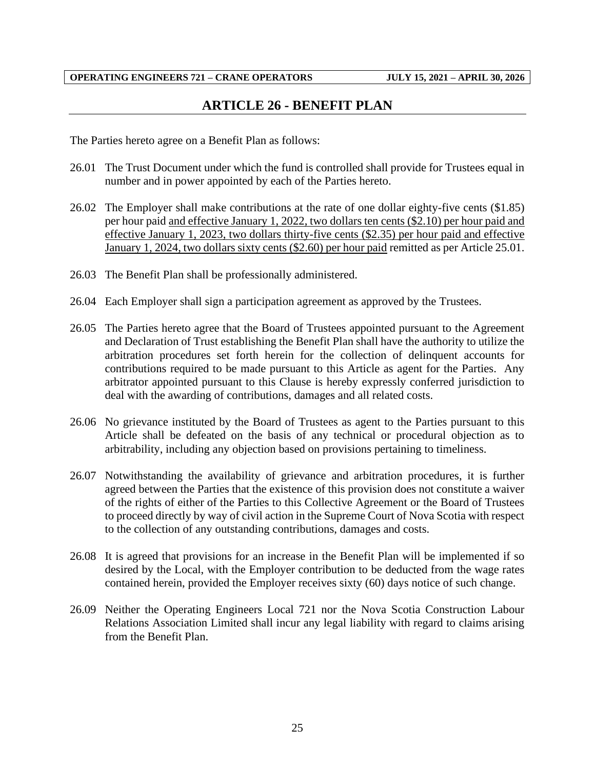# ARTICLE 26 - BENEFIT PLAN

The Parties hereto agree on a Benefit Plan as follows:

26.01 The Trust Document under which the fund is controlled shall provide for Trustees equal in number and in power appointed by each of the Parties hereto.

26.02 The Employer shall make contributions at the rate of one dollar eighty-five cents ($1.85) per hour paid <u>and effective January 1, 2022, two dollars ten cents ($2.10) per hour paid and effective January 1, 2023, two dollars thirty-five cents ($2.35) per hour paid and effective January 1, 2024, two dollars sixty cents ($2.60) per hour paid</u> remitted as per Article 25.01.

26.03 The Benefit Plan shall be professionally administered.

26.04 Each Employer shall sign a participation agreement as approved by the Trustees.

26.05 The Parties hereto agree that the Board of Trustees appointed pursuant to the Agreement and Declaration of Trust establishing the Benefit Plan shall have the authority to utilize the arbitration procedures set forth herein for the collection of delinquent accounts for contributions required to be made pursuant to this Article as agent for the Parties. Any arbitrator appointed pursuant to this Clause is hereby expressly conferred jurisdiction to deal with the awarding of contributions, damages and all related costs.

26.06 No grievance instituted by the Board of Trustees as agent to the Parties pursuant to this Article shall be defeated on the basis of any technical or procedural objection as to arbitrability, including any objection based on provisions pertaining to timeliness.

26.07 Notwithstanding the availability of grievance and arbitration procedures, it is further agreed between the Parties that the existence of this provision does not constitute a waiver of the rights of either of the Parties to this Collective Agreement or the Board of Trustees to proceed directly by way of civil action in the Supreme Court of Nova Scotia with respect to the collection of any outstanding contributions, damages and costs.

26.08 It is agreed that provisions for an increase in the Benefit Plan will be implemented if so desired by the Local, with the Employer contribution to be deducted from the wage rates contained herein, provided the Employer receives sixty (60) days notice of such change.

26.09 Neither the Operating Engineers Local 721 nor the Nova Scotia Construction Labour Relations Association Limited shall incur any legal liability with regard to claims arising from the Benefit Plan.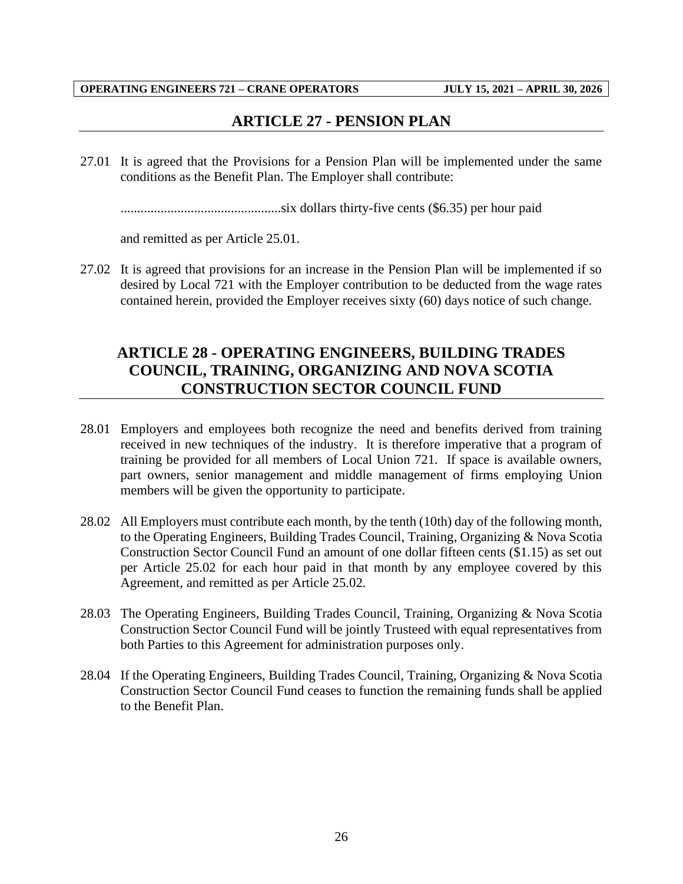## ARTICLE 27 - PENSION PLAN

27.01 It is agreed that the Provisions for a Pension Plan will be implemented under the same conditions as the Benefit Plan. The Employer shall contribute:

...............................................six dollars thirty-five cents ($6.35) per hour paid

and remitted as per Article 25.01.

27.02 It is agreed that provisions for an increase in the Pension Plan will be implemented if so desired by Local 721 with the Employer contribution to be deducted from the wage rates contained herein, provided the Employer receives sixty (60) days notice of such change.

## ARTICLE 28 - OPERATING ENGINEERS, BUILDING TRADES COUNCIL, TRAINING, ORGANIZING AND NOVA SCOTIA CONSTRUCTION SECTOR COUNCIL FUND

28.01 Employers and employees both recognize the need and benefits derived from training received in new techniques of the industry. It is therefore imperative that a program of training be provided for all members of Local Union 721. If space is available owners, part owners, senior management and middle management of firms employing Union members will be given the opportunity to participate.

28.02 All Employers must contribute each month, by the tenth (10th) day of the following month, to the Operating Engineers, Building Trades Council, Training, Organizing & Nova Scotia Construction Sector Council Fund an amount of one dollar fifteen cents ($1.15) as set out per Article 25.02 for each hour paid in that month by any employee covered by this Agreement, and remitted as per Article 25.02.

28.03 The Operating Engineers, Building Trades Council, Training, Organizing & Nova Scotia Construction Sector Council Fund will be jointly Trusteed with equal representatives from both Parties to this Agreement for administration purposes only.

28.04 If the Operating Engineers, Building Trades Council, Training, Organizing & Nova Scotia Construction Sector Council Fund ceases to function the remaining funds shall be applied to the Benefit Plan.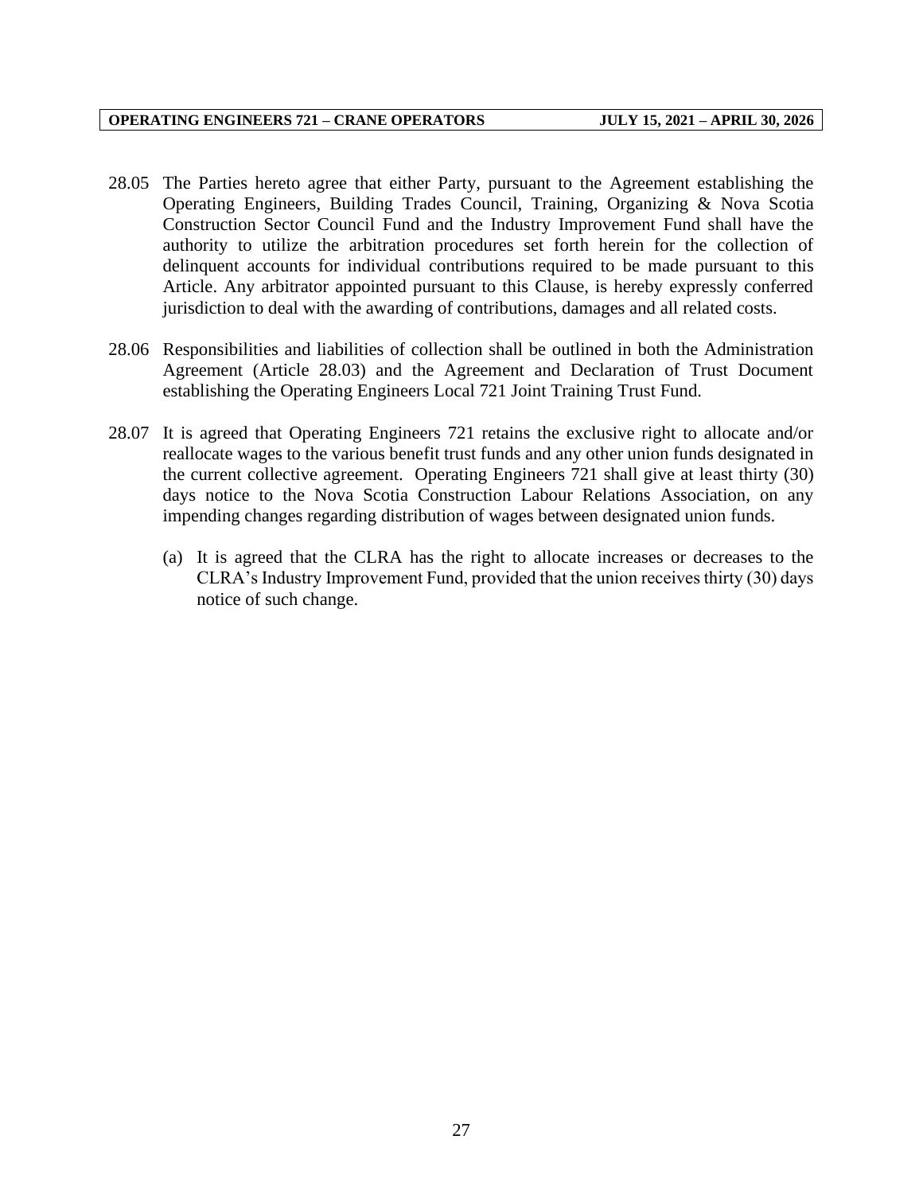28.05 The Parties hereto agree that either Party, pursuant to the Agreement establishing the Operating Engineers, Building Trades Council, Training, Organizing & Nova Scotia Construction Sector Council Fund and the Industry Improvement Fund shall have the authority to utilize the arbitration procedures set forth herein for the collection of delinquent accounts for individual contributions required to be made pursuant to this Article. Any arbitrator appointed pursuant to this Clause, is hereby expressly conferred jurisdiction to deal with the awarding of contributions, damages and all related costs.

28.06 Responsibilities and liabilities of collection shall be outlined in both the Administration Agreement (Article 28.03) and the Agreement and Declaration of Trust Document establishing the Operating Engineers Local 721 Joint Training Trust Fund.

28.07 It is agreed that Operating Engineers 721 retains the exclusive right to allocate and/or reallocate wages to the various benefit trust funds and any other union funds designated in the current collective agreement. Operating Engineers 721 shall give at least thirty (30) days notice to the Nova Scotia Construction Labour Relations Association, on any impending changes regarding distribution of wages between designated union funds.

(a) It is agreed that the CLRA has the right to allocate increases or decreases to the CLRA's Industry Improvement Fund, provided that the union receives thirty (30) days notice of such change.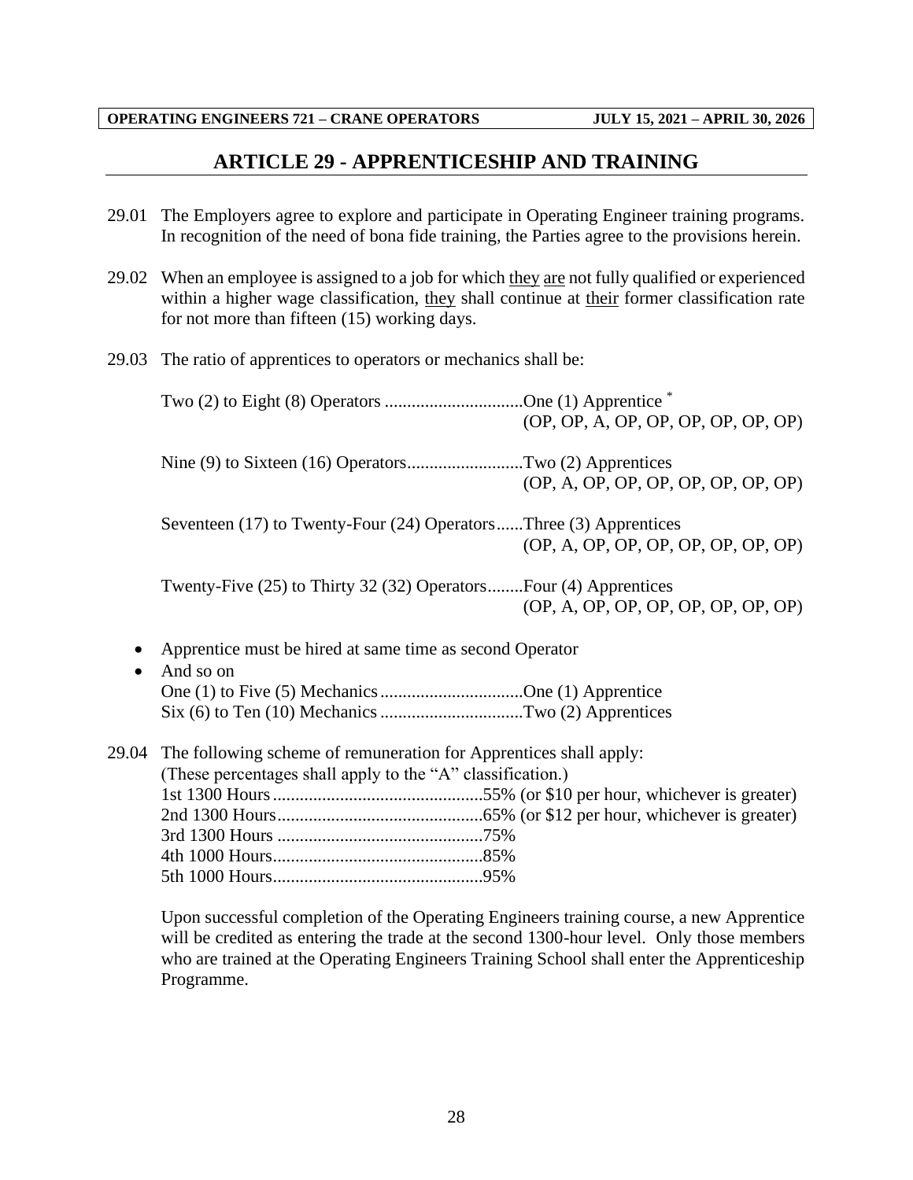## ARTICLE 29 - APPRENTICESHIP AND TRAINING

29.01 The Employers agree to explore and participate in Operating Engineer training programs. In recognition of the need of bona fide training, the Parties agree to the provisions herein.

29.02 When an employee is assigned to a job for which <u>they</u> <u>are</u> not fully qualified or experienced within a higher wage classification, <u>they</u> shall continue at <u>their</u> former classification rate for not more than fifteen (15) working days.

29.03 The ratio of apprentices to operators or mechanics shall be:

Two (2) to Eight (8) Operators ...............................One (1) Apprentice *
(OP, OP, A, OP, OP, OP, OP, OP, OP)

Nine (9) to Sixteen (16) Operators..........................Two (2) Apprentices
(OP, A, OP, OP, OP, OP, OP, OP, OP)

Seventeen (17) to Twenty-Four (24) Operators......Three (3) Apprentices
(OP, A, OP, OP, OP, OP, OP, OP, OP)

Twenty-Five (25) to Thirty 32 (32) Operators........Four (4) Apprentices
(OP, A, OP, OP, OP, OP, OP, OP, OP)

- Apprentice must be hired at same time as second Operator
- And so on
  One (1) to Five (5) Mechanics................................One (1) Apprentice
  Six (6) to Ten (10) Mechanics................................Two (2) Apprentices

29.04 The following scheme of remuneration for Apprentices shall apply:
(These percentages shall apply to the "A" classification.)
1st 1300 Hours...............................................55% (or $10 per hour, whichever is greater)
2nd 1300 Hours..............................................65% (or $12 per hour, whichever is greater)
3rd 1300 Hours ..............................................75%
4th 1000 Hours...............................................85%
5th 1000 Hours...............................................95%

Upon successful completion of the Operating Engineers training course, a new Apprentice will be credited as entering the trade at the second 1300-hour level. Only those members who are trained at the Operating Engineers Training School shall enter the Apprenticeship Programme.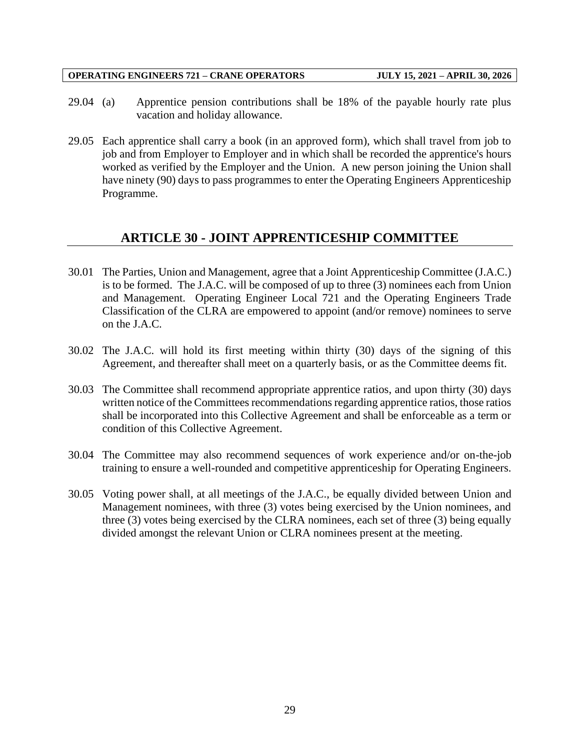29.04 (a) Apprentice pension contributions shall be 18% of the payable hourly rate plus vacation and holiday allowance.

29.05 Each apprentice shall carry a book (in an approved form), which shall travel from job to job and from Employer to Employer and in which shall be recorded the apprentice's hours worked as verified by the Employer and the Union. A new person joining the Union shall have ninety (90) days to pass programmes to enter the Operating Engineers Apprenticeship Programme.

## ARTICLE 30 - JOINT APPRENTICESHIP COMMITTEE

30.01 The Parties, Union and Management, agree that a Joint Apprenticeship Committee (J.A.C.) is to be formed. The J.A.C. will be composed of up to three (3) nominees each from Union and Management. Operating Engineer Local 721 and the Operating Engineers Trade Classification of the CLRA are empowered to appoint (and/or remove) nominees to serve on the J.A.C.

30.02 The J.A.C. will hold its first meeting within thirty (30) days of the signing of this Agreement, and thereafter shall meet on a quarterly basis, or as the Committee deems fit.

30.03 The Committee shall recommend appropriate apprentice ratios, and upon thirty (30) days written notice of the Committees recommendations regarding apprentice ratios, those ratios shall be incorporated into this Collective Agreement and shall be enforceable as a term or condition of this Collective Agreement.

30.04 The Committee may also recommend sequences of work experience and/or on-the-job training to ensure a well-rounded and competitive apprenticeship for Operating Engineers.

30.05 Voting power shall, at all meetings of the J.A.C., be equally divided between Union and Management nominees, with three (3) votes being exercised by the Union nominees, and three (3) votes being exercised by the CLRA nominees, each set of three (3) being equally divided amongst the relevant Union or CLRA nominees present at the meeting.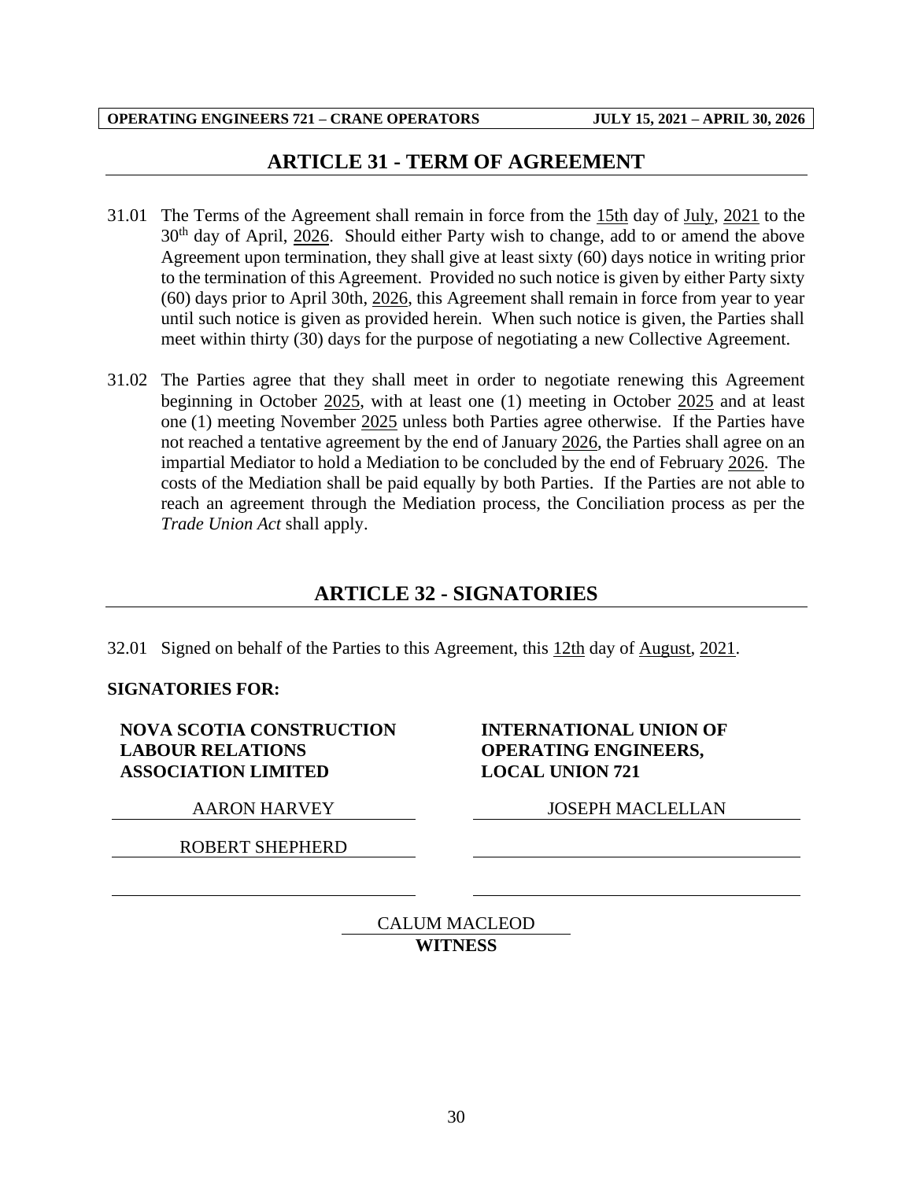## ARTICLE 31 - TERM OF AGREEMENT

31.01 The Terms of the Agreement shall remain in force from the 15th day of July, 2021 to the 30th day of April, 2026. Should either Party wish to change, add to or amend the above Agreement upon termination, they shall give at least sixty (60) days notice in writing prior to the termination of this Agreement. Provided no such notice is given by either Party sixty (60) days prior to April 30th, 2026, this Agreement shall remain in force from year to year until such notice is given as provided herein. When such notice is given, the Parties shall meet within thirty (30) days for the purpose of negotiating a new Collective Agreement.

31.02 The Parties agree that they shall meet in order to negotiate renewing this Agreement beginning in October 2025, with at least one (1) meeting in October 2025 and at least one (1) meeting November 2025 unless both Parties agree otherwise. If the Parties have not reached a tentative agreement by the end of January 2026, the Parties shall agree on an impartial Mediator to hold a Mediation to be concluded by the end of February 2026. The costs of the Mediation shall be paid equally by both Parties. If the Parties are not able to reach an agreement through the Mediation process, the Conciliation process as per the *Trade Union Act* shall apply.

## ARTICLE 32 - SIGNATORIES

32.01 Signed on behalf of the Parties to this Agreement, this 12th day of August, 2021.

**SIGNATORIES FOR:**

| **NOVA SCOTIA CONSTRUCTION LABOUR RELATIONS ASSOCIATION LIMITED** | **INTERNATIONAL UNION OF OPERATING ENGINEERS, LOCAL UNION 721** |
|---|---|
| AARON HARVEY | JOSEPH MACLELLAN |
| ROBERT SHEPHERD | |
| | |

CALUM MACLEOD
**WITNESS**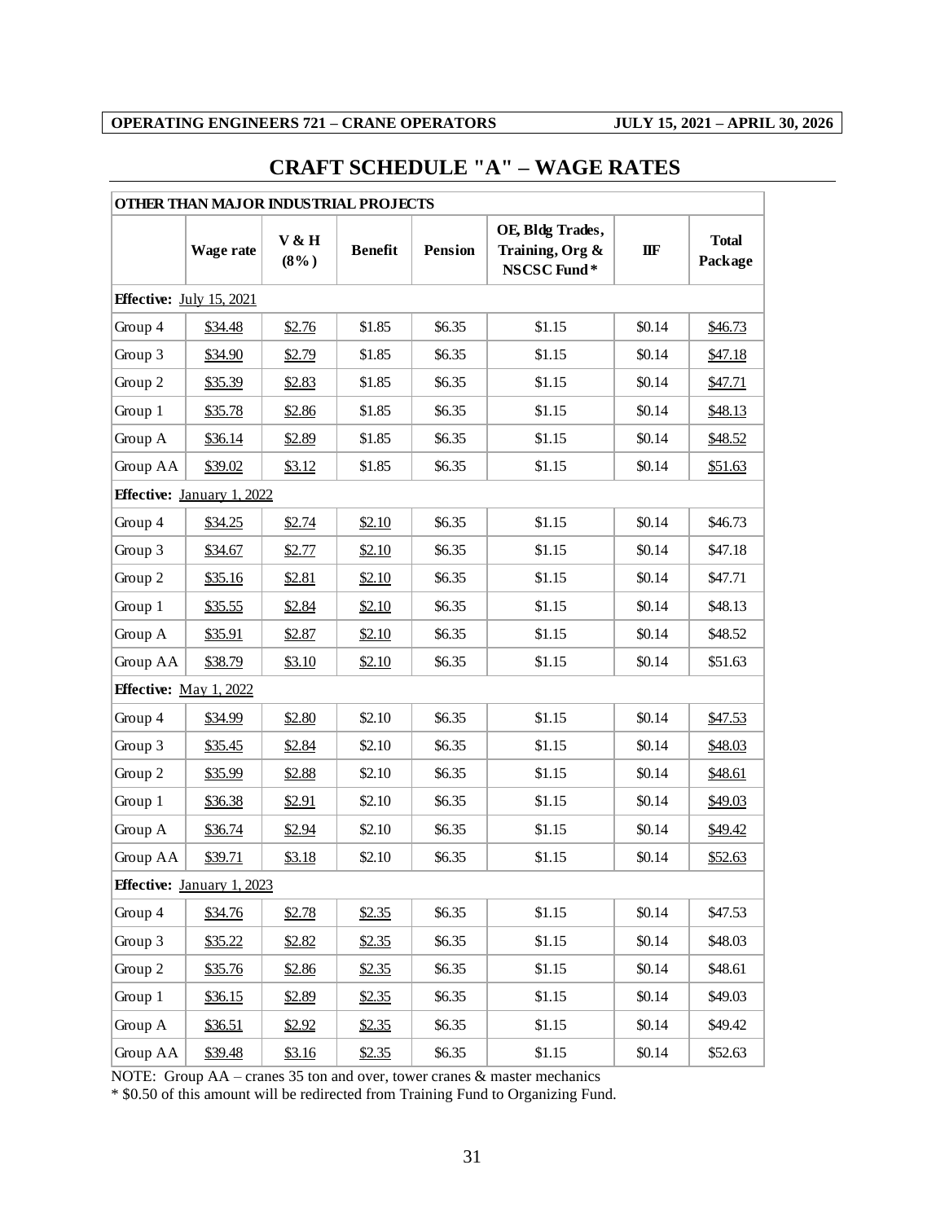**OPERATING ENGINEERS 721 – CRANE OPERATORS JULY 15, 2021 – APRIL 30, 2026**

# CRAFT SCHEDULE "A" – WAGE RATES

| OTHER THAN MAJOR INDUSTRIAL PROJECTS | | | | | | | |
|---|---|---|---|---|---|---|---|
| | Wage rate | V & H (8%) | Benefit | Pension | OE, Bldg Trades, Training, Org & NSCSC Fund* | IIF | Total Package |
| **Effective:** July 15, 2021 | | | | | | | |
| Group 4 | $34.48 | $2.76 | $1.85 | $6.35 | $1.15 | $0.14 | $46.73 |
| Group 3 | $34.90 | $2.79 | $1.85 | $6.35 | $1.15 | $0.14 | $47.18 |
| Group 2 | $35.39 | $2.83 | $1.85 | $6.35 | $1.15 | $0.14 | $47.71 |
| Group 1 | $35.78 | $2.86 | $1.85 | $6.35 | $1.15 | $0.14 | $48.13 |
| Group A | $36.14 | $2.89 | $1.85 | $6.35 | $1.15 | $0.14 | $48.52 |
| Group AA | $39.02 | $3.12 | $1.85 | $6.35 | $1.15 | $0.14 | $51.63 |
| **Effective:** January 1, 2022 | | | | | | | |
| Group 4 | $34.25 | $2.74 | $2.10 | $6.35 | $1.15 | $0.14 | $46.73 |
| Group 3 | $34.67 | $2.77 | $2.10 | $6.35 | $1.15 | $0.14 | $47.18 |
| Group 2 | $35.16 | $2.81 | $2.10 | $6.35 | $1.15 | $0.14 | $47.71 |
| Group 1 | $35.55 | $2.84 | $2.10 | $6.35 | $1.15 | $0.14 | $48.13 |
| Group A | $35.91 | $2.87 | $2.10 | $6.35 | $1.15 | $0.14 | $48.52 |
| Group AA | $38.79 | $3.10 | $2.10 | $6.35 | $1.15 | $0.14 | $51.63 |
| **Effective:** May 1, 2022 | | | | | | | |
| Group 4 | $34.99 | $2.80 | $2.10 | $6.35 | $1.15 | $0.14 | $47.53 |
| Group 3 | $35.45 | $2.84 | $2.10 | $6.35 | $1.15 | $0.14 | $48.03 |
| Group 2 | $35.99 | $2.88 | $2.10 | $6.35 | $1.15 | $0.14 | $48.61 |
| Group 1 | $36.38 | $2.91 | $2.10 | $6.35 | $1.15 | $0.14 | $49.03 |
| Group A | $36.74 | $2.94 | $2.10 | $6.35 | $1.15 | $0.14 | $49.42 |
| Group AA | $39.71 | $3.18 | $2.10 | $6.35 | $1.15 | $0.14 | $52.63 |
| **Effective:** January 1, 2023 | | | | | | | |
| Group 4 | $34.76 | $2.78 | $2.35 | $6.35 | $1.15 | $0.14 | $47.53 |
| Group 3 | $35.22 | $2.82 | $2.35 | $6.35 | $1.15 | $0.14 | $48.03 |
| Group 2 | $35.76 | $2.86 | $2.35 | $6.35 | $1.15 | $0.14 | $48.61 |
| Group 1 | $36.15 | $2.89 | $2.35 | $6.35 | $1.15 | $0.14 | $49.03 |
| Group A | $36.51 | $2.92 | $2.35 | $6.35 | $1.15 | $0.14 | $49.42 |
| Group AA | $39.48 | $3.16 | $2.35 | $6.35 | $1.15 | $0.14 | $52.63 |

NOTE: Group AA – cranes 35 ton and over, tower cranes & master mechanics

\* $0.50 of this amount will be redirected from Training Fund to Organizing Fund.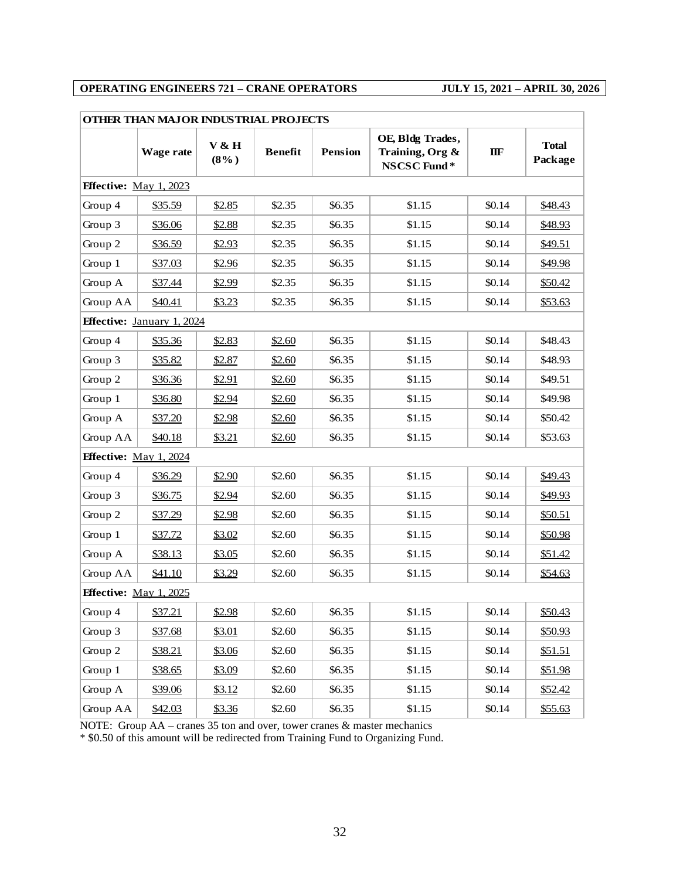**OPERATING ENGINEERS 721 – CRANE OPERATORS JULY 15, 2021 – APRIL 30, 2026**

| OTHER THAN MAJOR INDUSTRIAL PROJECTS | | | | | | | |
|---|---|---|---|---|---|---|---|
| | Wage rate | V & H (8%) | Benefit | Pension | OE, Bldg Trades, Training, Org & NSCSC Fund* | IIF | Total Package |
| **Effective:** May 1, 2023 | | | | | | | |
| Group 4 | $35.59 | $2.85 | $2.35 | $6.35 | $1.15 | $0.14 | $48.43 |
| Group 3 | $36.06 | $2.88 | $2.35 | $6.35 | $1.15 | $0.14 | $48.93 |
| Group 2 | $36.59 | $2.93 | $2.35 | $6.35 | $1.15 | $0.14 | $49.51 |
| Group 1 | $37.03 | $2.96 | $2.35 | $6.35 | $1.15 | $0.14 | $49.98 |
| Group A | $37.44 | $2.99 | $2.35 | $6.35 | $1.15 | $0.14 | $50.42 |
| Group AA | $40.41 | $3.23 | $2.35 | $6.35 | $1.15 | $0.14 | $53.63 |
| **Effective:** January 1, 2024 | | | | | | | |
| Group 4 | $35.36 | $2.83 | $2.60 | $6.35 | $1.15 | $0.14 | $48.43 |
| Group 3 | $35.82 | $2.87 | $2.60 | $6.35 | $1.15 | $0.14 | $48.93 |
| Group 2 | $36.36 | $2.91 | $2.60 | $6.35 | $1.15 | $0.14 | $49.51 |
| Group 1 | $36.80 | $2.94 | $2.60 | $6.35 | $1.15 | $0.14 | $49.98 |
| Group A | $37.20 | $2.98 | $2.60 | $6.35 | $1.15 | $0.14 | $50.42 |
| Group AA | $40.18 | $3.21 | $2.60 | $6.35 | $1.15 | $0.14 | $53.63 |
| **Effective:** May 1, 2024 | | | | | | | |
| Group 4 | $36.29 | $2.90 | $2.60 | $6.35 | $1.15 | $0.14 | $49.43 |
| Group 3 | $36.75 | $2.94 | $2.60 | $6.35 | $1.15 | $0.14 | $49.93 |
| Group 2 | $37.29 | $2.98 | $2.60 | $6.35 | $1.15 | $0.14 | $50.51 |
| Group 1 | $37.72 | $3.02 | $2.60 | $6.35 | $1.15 | $0.14 | $50.98 |
| Group A | $38.13 | $3.05 | $2.60 | $6.35 | $1.15 | $0.14 | $51.42 |
| Group AA | $41.10 | $3.29 | $2.60 | $6.35 | $1.15 | $0.14 | $54.63 |
| **Effective:** May 1, 2025 | | | | | | | |
| Group 4 | $37.21 | $2.98 | $2.60 | $6.35 | $1.15 | $0.14 | $50.43 |
| Group 3 | $37.68 | $3.01 | $2.60 | $6.35 | $1.15 | $0.14 | $50.93 |
| Group 2 | $38.21 | $3.06 | $2.60 | $6.35 | $1.15 | $0.14 | $51.51 |
| Group 1 | $38.65 | $3.09 | $2.60 | $6.35 | $1.15 | $0.14 | $51.98 |
| Group A | $39.06 | $3.12 | $2.60 | $6.35 | $1.15 | $0.14 | $52.42 |
| Group AA | $42.03 | $3.36 | $2.60 | $6.35 | $1.15 | $0.14 | $55.63 |

NOTE: Group AA – cranes 35 ton and over, tower cranes & master mechanics
* $0.50 of this amount will be redirected from Training Fund to Organizing Fund.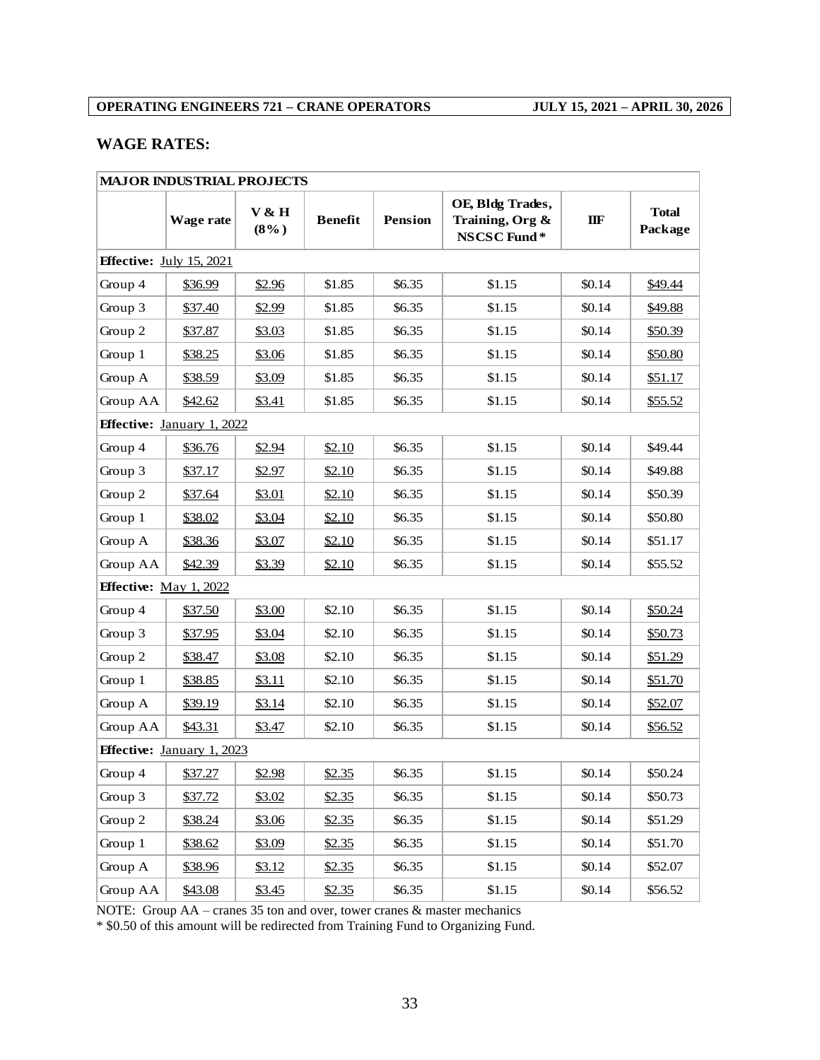**OPERATING ENGINEERS 721 – CRANE OPERATORS JULY 15, 2021 – APRIL 30, 2026**

## WAGE RATES:

| MAJOR INDUSTRIAL PROJECTS | | | | | | | |
|---|---|---|---|---|---|---|---|
| | **Wage rate** | **V & H (8%)** | **Benefit** | **Pension** | **OE, Bldg Trades, Training, Org & NSCSC Fund*** | **IIF** | **Total Package** |
| **Effective:** July 15, 2021 | | | | | | | |
| Group 4 | $36.99 | $2.96 | $1.85 | $6.35 | $1.15 | $0.14 | $49.44 |
| Group 3 | $37.40 | $2.99 | $1.85 | $6.35 | $1.15 | $0.14 | $49.88 |
| Group 2 | $37.87 | $3.03 | $1.85 | $6.35 | $1.15 | $0.14 | $50.39 |
| Group 1 | $38.25 | $3.06 | $1.85 | $6.35 | $1.15 | $0.14 | $50.80 |
| Group A | $38.59 | $3.09 | $1.85 | $6.35 | $1.15 | $0.14 | $51.17 |
| Group AA | $42.62 | $3.41 | $1.85 | $6.35 | $1.15 | $0.14 | $55.52 |
| **Effective:** January 1, 2022 | | | | | | | |
| Group 4 | $36.76 | $2.94 | $2.10 | $6.35 | $1.15 | $0.14 | $49.44 |
| Group 3 | $37.17 | $2.97 | $2.10 | $6.35 | $1.15 | $0.14 | $49.88 |
| Group 2 | $37.64 | $3.01 | $2.10 | $6.35 | $1.15 | $0.14 | $50.39 |
| Group 1 | $38.02 | $3.04 | $2.10 | $6.35 | $1.15 | $0.14 | $50.80 |
| Group A | $38.36 | $3.07 | $2.10 | $6.35 | $1.15 | $0.14 | $51.17 |
| Group AA | $42.39 | $3.39 | $2.10 | $6.35 | $1.15 | $0.14 | $55.52 |
| **Effective:** May 1, 2022 | | | | | | | |
| Group 4 | $37.50 | $3.00 | $2.10 | $6.35 | $1.15 | $0.14 | $50.24 |
| Group 3 | $37.95 | $3.04 | $2.10 | $6.35 | $1.15 | $0.14 | $50.73 |
| Group 2 | $38.47 | $3.08 | $2.10 | $6.35 | $1.15 | $0.14 | $51.29 |
| Group 1 | $38.85 | $3.11 | $2.10 | $6.35 | $1.15 | $0.14 | $51.70 |
| Group A | $39.19 | $3.14 | $2.10 | $6.35 | $1.15 | $0.14 | $52.07 |
| Group AA | $43.31 | $3.47 | $2.10 | $6.35 | $1.15 | $0.14 | $56.52 |
| **Effective:** January 1, 2023 | | | | | | | |
| Group 4 | $37.27 | $2.98 | $2.35 | $6.35 | $1.15 | $0.14 | $50.24 |
| Group 3 | $37.72 | $3.02 | $2.35 | $6.35 | $1.15 | $0.14 | $50.73 |
| Group 2 | $38.24 | $3.06 | $2.35 | $6.35 | $1.15 | $0.14 | $51.29 |
| Group 1 | $38.62 | $3.09 | $2.35 | $6.35 | $1.15 | $0.14 | $51.70 |
| Group A | $38.96 | $3.12 | $2.35 | $6.35 | $1.15 | $0.14 | $52.07 |
| Group AA | $43.08 | $3.45 | $2.35 | $6.35 | $1.15 | $0.14 | $56.52 |

NOTE: Group AA – cranes 35 ton and over, tower cranes & master mechanics

* $0.50 of this amount will be redirected from Training Fund to Organizing Fund.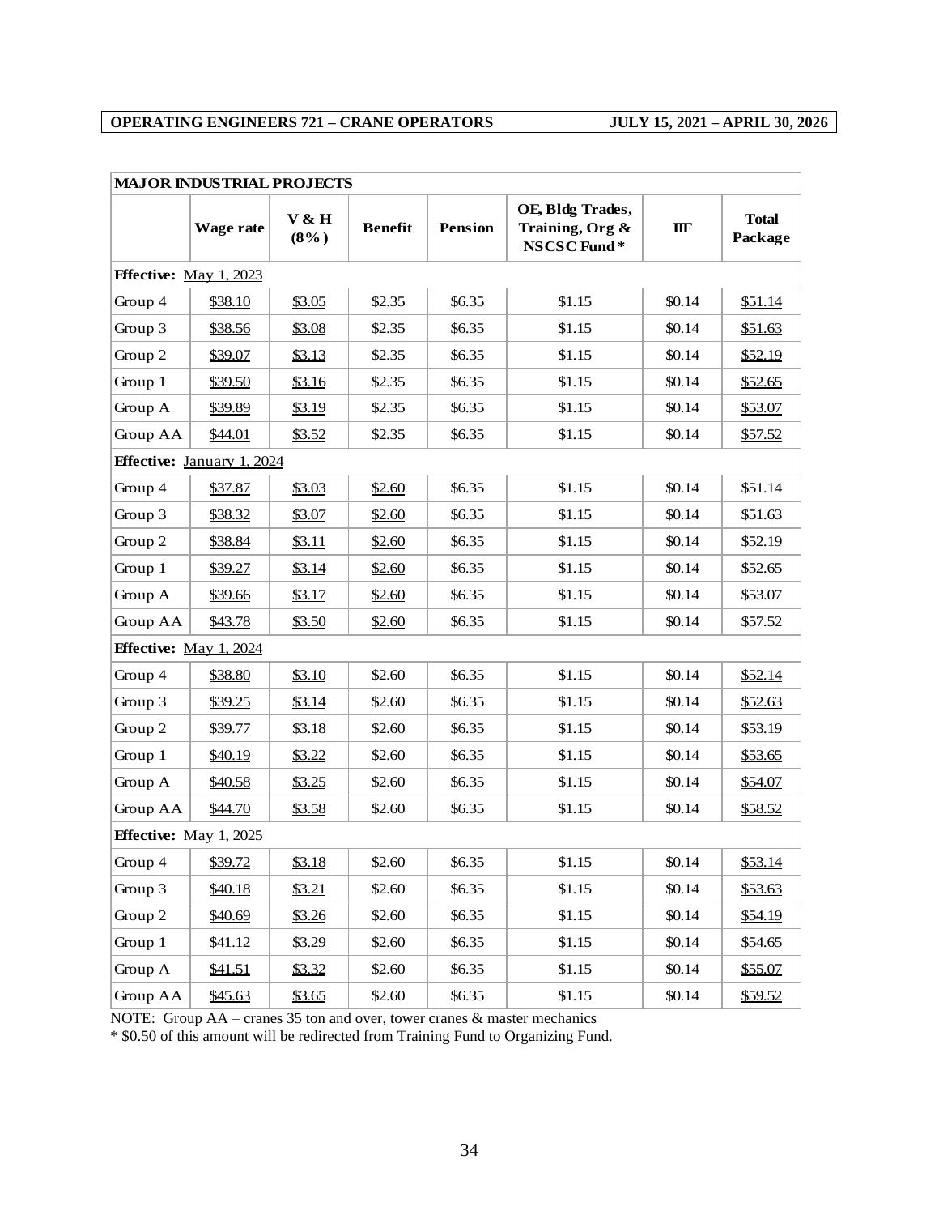**OPERATING ENGINEERS 721 – CRANE OPERATORS JULY 15, 2021 – APRIL 30, 2026**

| MAJOR INDUSTRIAL PROJECTS | | | | | | | |
|---|---|---|---|---|---|---|---|
| | Wage rate | V & H (8%) | Benefit | Pension | OE, Bldg Trades, Training, Org & NSCSC Fund* | IIF | Total Package |
| **Effective:** May 1, 2023 | | | | | | | |
| Group 4 | $38.10 | $3.05 | $2.35 | $6.35 | $1.15 | $0.14 | $51.14 |
| Group 3 | $38.56 | $3.08 | $2.35 | $6.35 | $1.15 | $0.14 | $51.63 |
| Group 2 | $39.07 | $3.13 | $2.35 | $6.35 | $1.15 | $0.14 | $52.19 |
| Group 1 | $39.50 | $3.16 | $2.35 | $6.35 | $1.15 | $0.14 | $52.65 |
| Group A | $39.89 | $3.19 | $2.35 | $6.35 | $1.15 | $0.14 | $53.07 |
| Group AA | $44.01 | $3.52 | $2.35 | $6.35 | $1.15 | $0.14 | $57.52 |
| **Effective:** January 1, 2024 | | | | | | | |
| Group 4 | $37.87 | $3.03 | $2.60 | $6.35 | $1.15 | $0.14 | $51.14 |
| Group 3 | $38.32 | $3.07 | $2.60 | $6.35 | $1.15 | $0.14 | $51.63 |
| Group 2 | $38.84 | $3.11 | $2.60 | $6.35 | $1.15 | $0.14 | $52.19 |
| Group 1 | $39.27 | $3.14 | $2.60 | $6.35 | $1.15 | $0.14 | $52.65 |
| Group A | $39.66 | $3.17 | $2.60 | $6.35 | $1.15 | $0.14 | $53.07 |
| Group AA | $43.78 | $3.50 | $2.60 | $6.35 | $1.15 | $0.14 | $57.52 |
| **Effective:** May 1, 2024 | | | | | | | |
| Group 4 | $38.80 | $3.10 | $2.60 | $6.35 | $1.15 | $0.14 | $52.14 |
| Group 3 | $39.25 | $3.14 | $2.60 | $6.35 | $1.15 | $0.14 | $52.63 |
| Group 2 | $39.77 | $3.18 | $2.60 | $6.35 | $1.15 | $0.14 | $53.19 |
| Group 1 | $40.19 | $3.22 | $2.60 | $6.35 | $1.15 | $0.14 | $53.65 |
| Group A | $40.58 | $3.25 | $2.60 | $6.35 | $1.15 | $0.14 | $54.07 |
| Group AA | $44.70 | $3.58 | $2.60 | $6.35 | $1.15 | $0.14 | $58.52 |
| **Effective:** May 1, 2025 | | | | | | | |
| Group 4 | $39.72 | $3.18 | $2.60 | $6.35 | $1.15 | $0.14 | $53.14 |
| Group 3 | $40.18 | $3.21 | $2.60 | $6.35 | $1.15 | $0.14 | $53.63 |
| Group 2 | $40.69 | $3.26 | $2.60 | $6.35 | $1.15 | $0.14 | $54.19 |
| Group 1 | $41.12 | $3.29 | $2.60 | $6.35 | $1.15 | $0.14 | $54.65 |
| Group A | $41.51 | $3.32 | $2.60 | $6.35 | $1.15 | $0.14 | $55.07 |
| Group AA | $45.63 | $3.65 | $2.60 | $6.35 | $1.15 | $0.14 | $59.52 |

NOTE: Group AA – cranes 35 ton and over, tower cranes & master mechanics

* $0.50 of this amount will be redirected from Training Fund to Organizing Fund.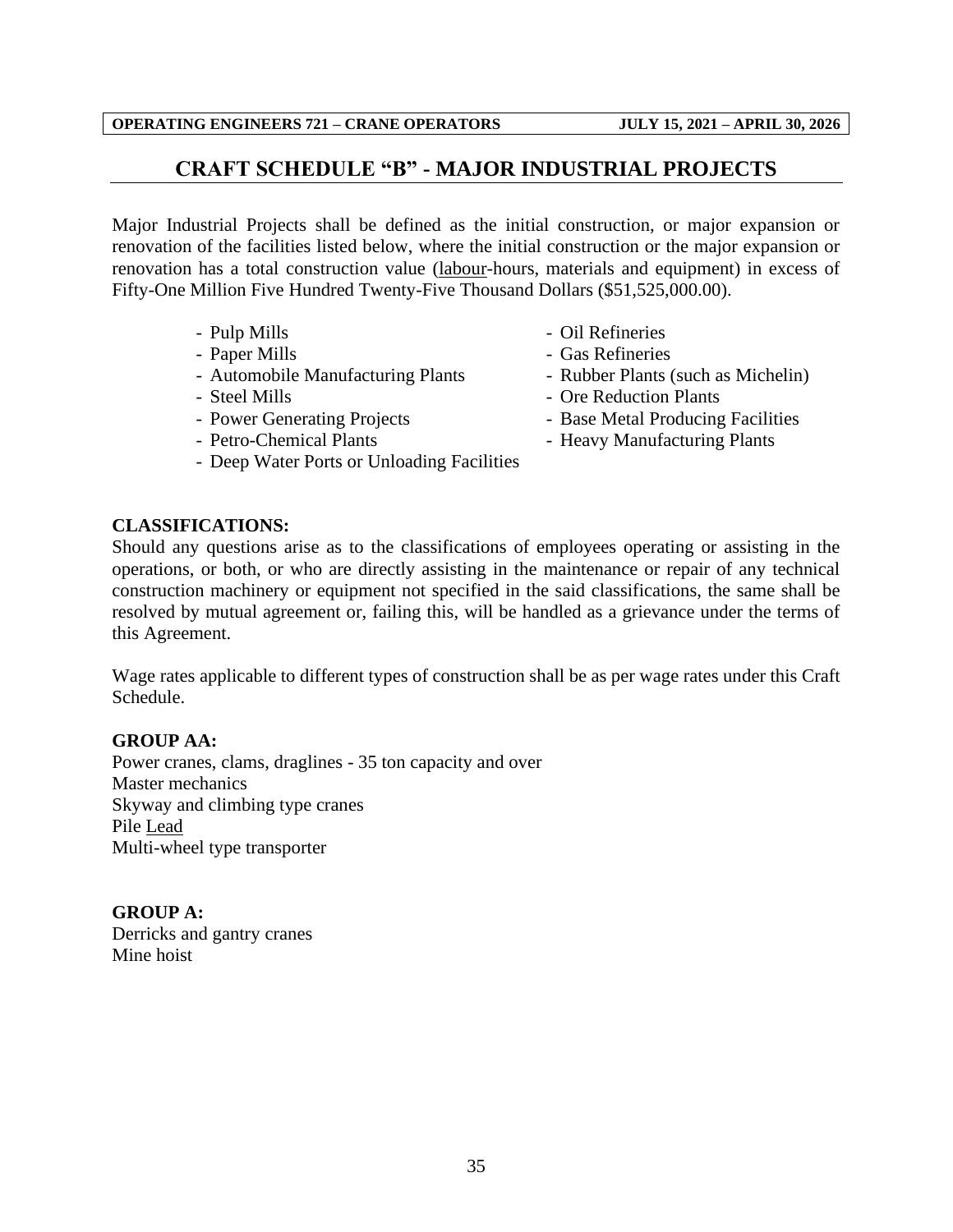# CRAFT SCHEDULE "B" - MAJOR INDUSTRIAL PROJECTS

Major Industrial Projects shall be defined as the initial construction, or major expansion or renovation of the facilities listed below, where the initial construction or the major expansion or renovation has a total construction value (labour-hours, materials and equipment) in excess of Fifty-One Million Five Hundred Twenty-Five Thousand Dollars ($51,525,000.00).

- Pulp Mills
- Paper Mills
- Automobile Manufacturing Plants
- Steel Mills
- Power Generating Projects
- Petro-Chemical Plants
- Deep Water Ports or Unloading Facilities
- Oil Refineries
- Gas Refineries
- Rubber Plants (such as Michelin)
- Ore Reduction Plants
- Base Metal Producing Facilities
- Heavy Manufacturing Plants

**CLASSIFICATIONS:**

Should any questions arise as to the classifications of employees operating or assisting in the operations, or both, or who are directly assisting in the maintenance or repair of any technical construction machinery or equipment not specified in the said classifications, the same shall be resolved by mutual agreement or, failing this, will be handled as a grievance under the terms of this Agreement.

Wage rates applicable to different types of construction shall be as per wage rates under this Craft Schedule.

**GROUP AA:**

Power cranes, clams, draglines - 35 ton capacity and over
Master mechanics
Skyway and climbing type cranes
Pile Lead
Multi-wheel type transporter

**GROUP A:**

Derricks and gantry cranes
Mine hoist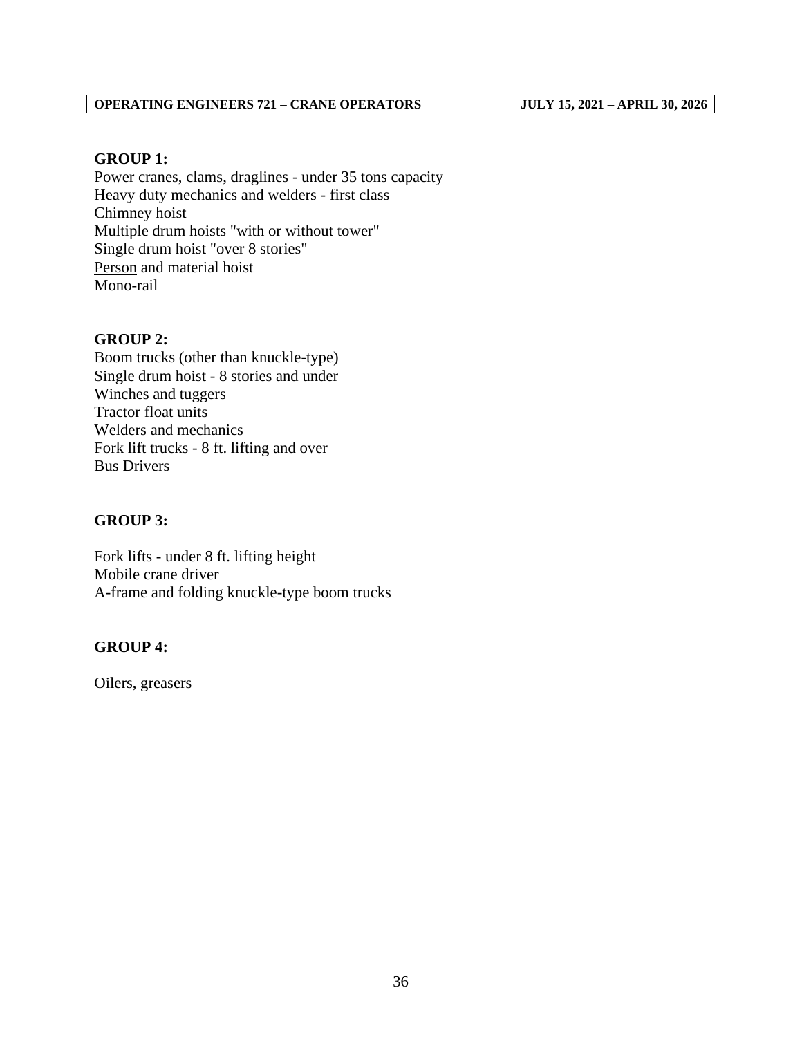**GROUP 1:**

Power cranes, clams, draglines - under 35 tons capacity
Heavy duty mechanics and welders - first class
Chimney hoist
Multiple drum hoists "with or without tower"
Single drum hoist "over 8 stories"
<u>Person</u> and material hoist
Mono-rail

**GROUP 2:**

Boom trucks (other than knuckle-type)
Single drum hoist - 8 stories and under
Winches and tuggers
Tractor float units
Welders and mechanics
Fork lift trucks - 8 ft. lifting and over
Bus Drivers

**GROUP 3:**

Fork lifts - under 8 ft. lifting height
Mobile crane driver
A-frame and folding knuckle-type boom trucks

**GROUP 4:**

Oilers, greasers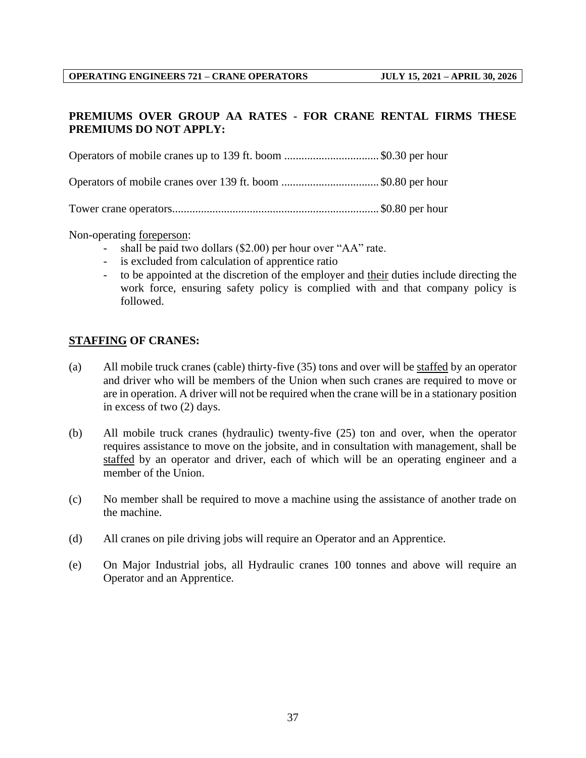**PREMIUMS OVER GROUP AA RATES - FOR CRANE RENTAL FIRMS THESE PREMIUMS DO NOT APPLY:**

Operators of mobile cranes up to 139 ft. boom ................................. \$0.30 per hour

Operators of mobile cranes over 139 ft. boom .................................. \$0.80 per hour

Tower crane operators....................................................................... \$0.80 per hour

Non-operating <u>foreperson</u>:

- shall be paid two dollars (\$2.00) per hour over "AA" rate.
- is excluded from calculation of apprentice ratio
- to be appointed at the discretion of the employer and <u>their</u> duties include directing the work force, ensuring safety policy is complied with and that company policy is followed.

## <u>STAFFING</u> OF CRANES:

(a) All mobile truck cranes (cable) thirty-five (35) tons and over will be <u>staffed</u> by an operator and driver who will be members of the Union when such cranes are required to move or are in operation. A driver will not be required when the crane will be in a stationary position in excess of two (2) days.

(b) All mobile truck cranes (hydraulic) twenty-five (25) ton and over, when the operator requires assistance to move on the jobsite, and in consultation with management, shall be <u>staffed</u> by an operator and driver, each of which will be an operating engineer and a member of the Union.

(c) No member shall be required to move a machine using the assistance of another trade on the machine.

(d) All cranes on pile driving jobs will require an Operator and an Apprentice.

(e) On Major Industrial jobs, all Hydraulic cranes 100 tonnes and above will require an Operator and an Apprentice.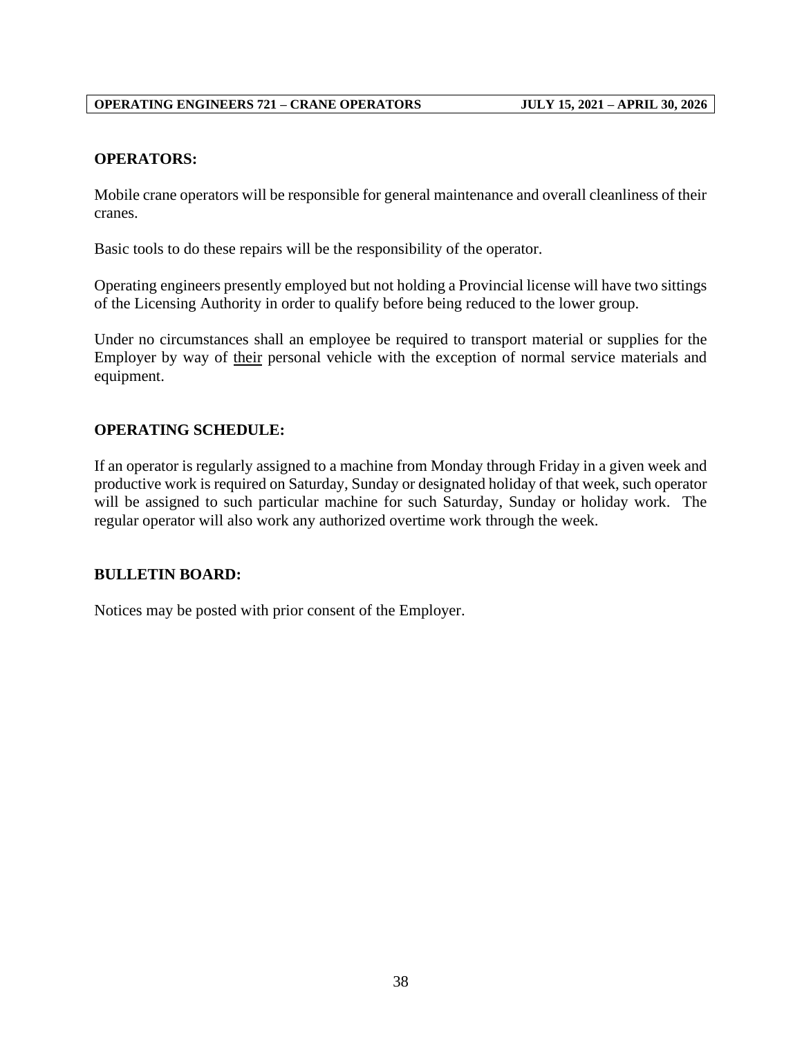## OPERATORS:

Mobile crane operators will be responsible for general maintenance and overall cleanliness of their cranes.

Basic tools to do these repairs will be the responsibility of the operator.

Operating engineers presently employed but not holding a Provincial license will have two sittings of the Licensing Authority in order to qualify before being reduced to the lower group.

Under no circumstances shall an employee be required to transport material or supplies for the Employer by way of their personal vehicle with the exception of normal service materials and equipment.

## OPERATING SCHEDULE:

If an operator is regularly assigned to a machine from Monday through Friday in a given week and productive work is required on Saturday, Sunday or designated holiday of that week, such operator will be assigned to such particular machine for such Saturday, Sunday or holiday work. The regular operator will also work any authorized overtime work through the week.

## BULLETIN BOARD:

Notices may be posted with prior consent of the Employer.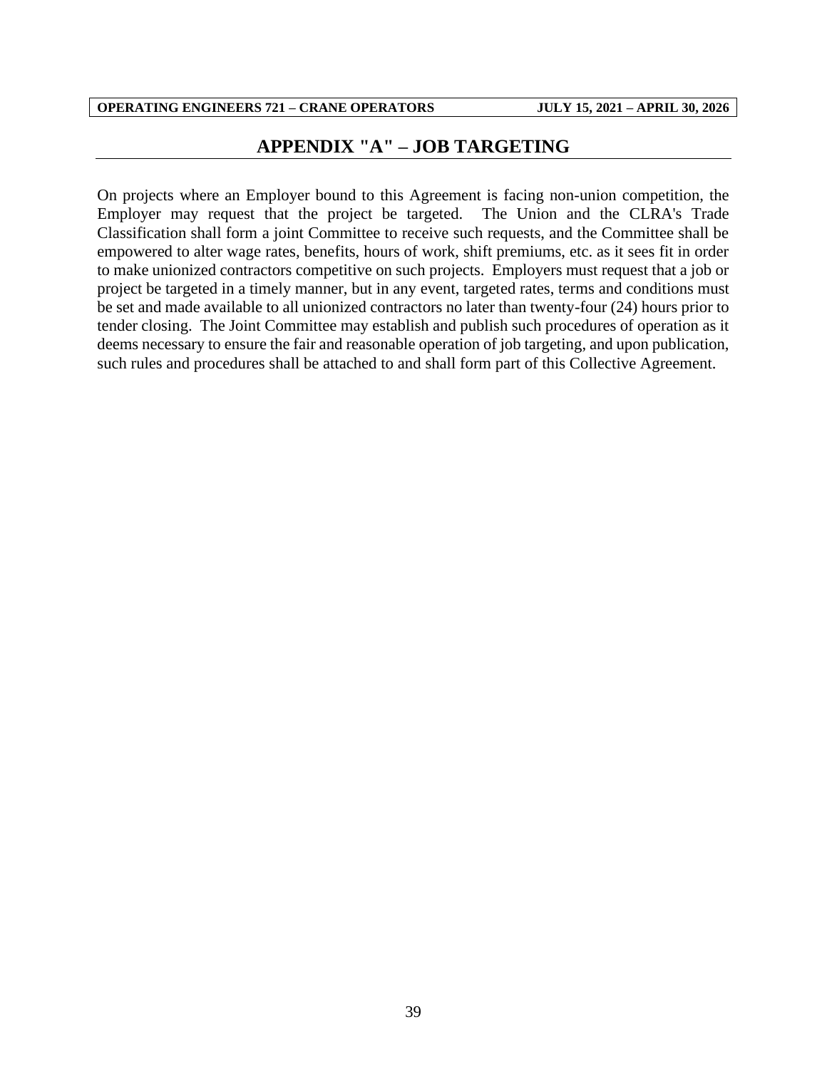# APPENDIX "A" – JOB TARGETING

On projects where an Employer bound to this Agreement is facing non-union competition, the Employer may request that the project be targeted. The Union and the CLRA's Trade Classification shall form a joint Committee to receive such requests, and the Committee shall be empowered to alter wage rates, benefits, hours of work, shift premiums, etc. as it sees fit in order to make unionized contractors competitive on such projects. Employers must request that a job or project be targeted in a timely manner, but in any event, targeted rates, terms and conditions must be set and made available to all unionized contractors no later than twenty-four (24) hours prior to tender closing. The Joint Committee may establish and publish such procedures of operation as it deems necessary to ensure the fair and reasonable operation of job targeting, and upon publication, such rules and procedures shall be attached to and shall form part of this Collective Agreement.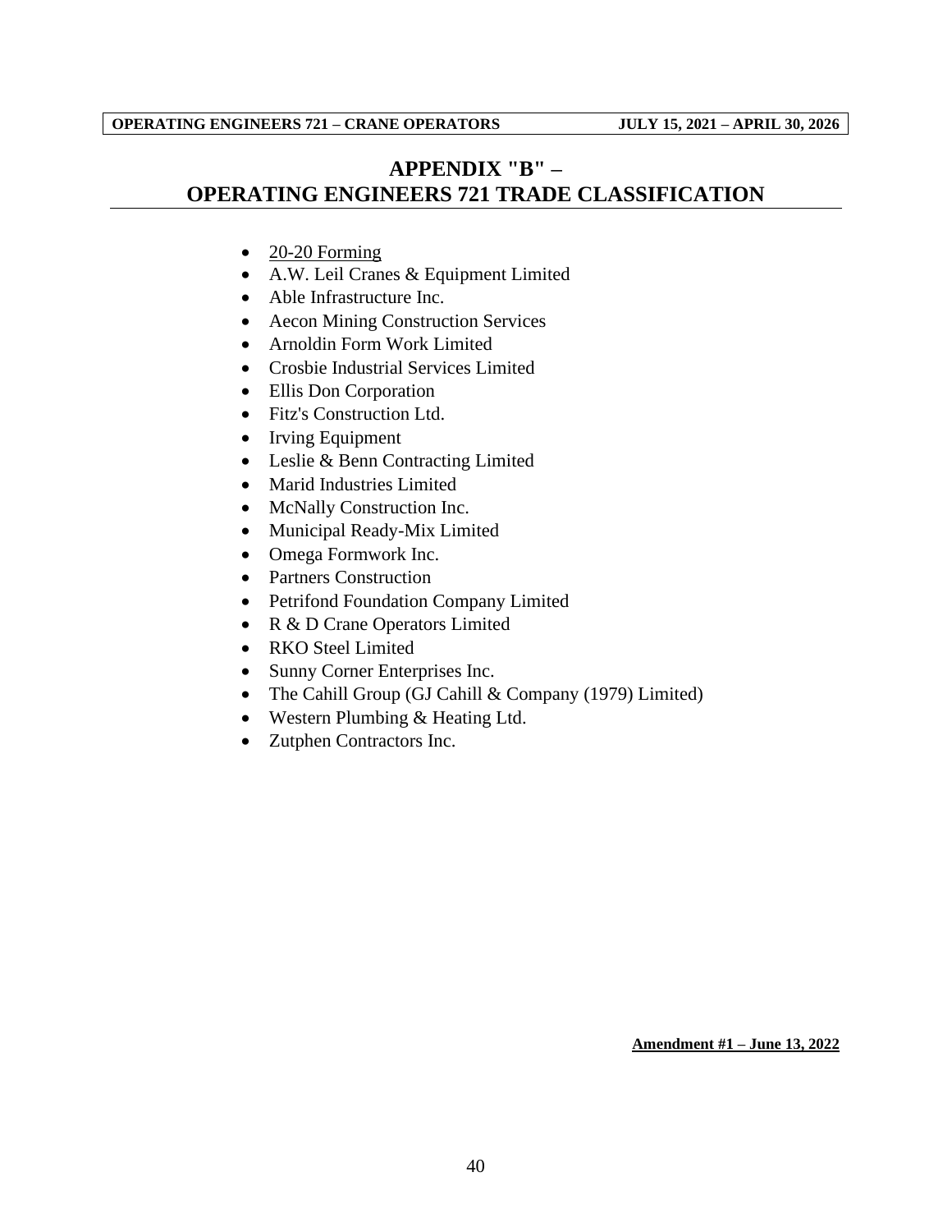# APPENDIX "B" – OPERATING ENGINEERS 721 TRADE CLASSIFICATION

- 20-20 Forming
- A.W. Leil Cranes & Equipment Limited
- Able Infrastructure Inc.
- Aecon Mining Construction Services
- Arnoldin Form Work Limited
- Crosbie Industrial Services Limited
- Ellis Don Corporation
- Fitz's Construction Ltd.
- Irving Equipment
- Leslie & Benn Contracting Limited
- Marid Industries Limited
- McNally Construction Inc.
- Municipal Ready-Mix Limited
- Omega Formwork Inc.
- Partners Construction
- Petrifond Foundation Company Limited
- R & D Crane Operators Limited
- RKO Steel Limited
- Sunny Corner Enterprises Inc.
- The Cahill Group (GJ Cahill & Company (1979) Limited)
- Western Plumbing & Heating Ltd.
- Zutphen Contractors Inc.

**Amendment #1 – June 13, 2022**